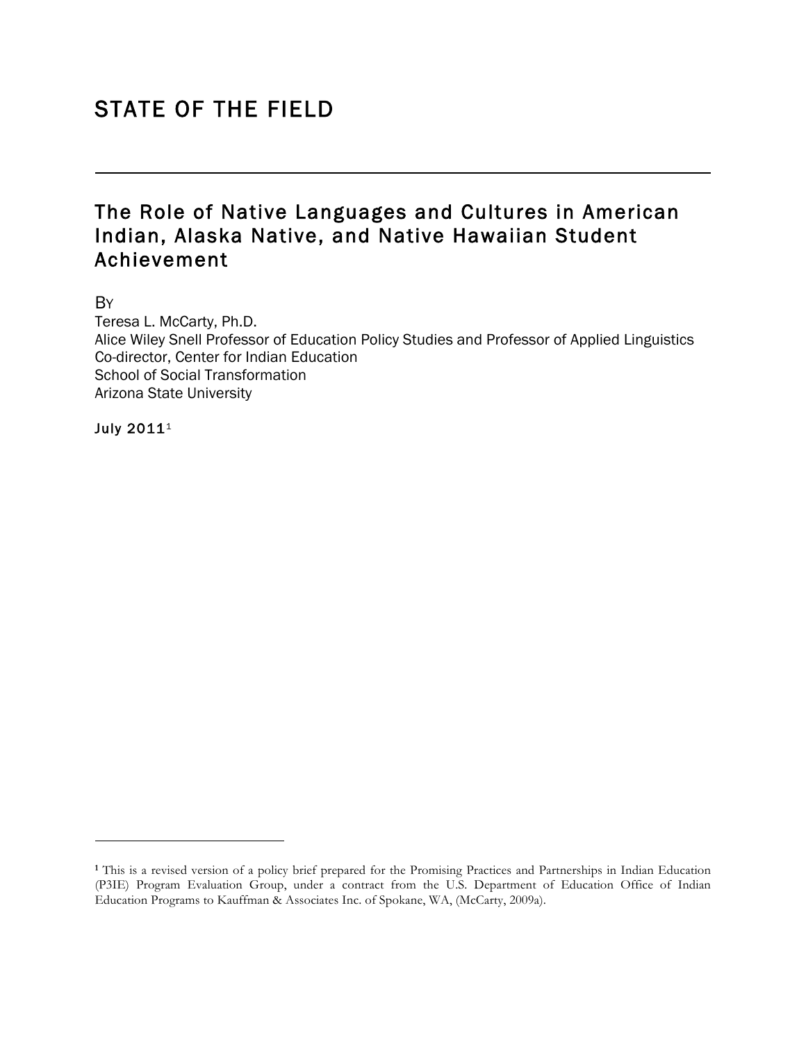# STATE OF THE FIELD

---

## The Role of Native Languages and Cultures in American Indian, Alaska Native, and Native Hawaiian Student Achievement

BY
Teresa L. McCarty, Ph.D.
Alice Wiley Snell Professor of Education Policy Studies and Professor of Applied Linguistics
Co-director, Center for Indian Education
School of Social Transformation
Arizona State University

**July 2011**[1]

---

[1] This is a revised version of a policy brief prepared for the Promising Practices and Partnerships in Indian Education (P3IE) Program Evaluation Group, under a contract from the U.S. Department of Education Office of Indian Education Programs to Kauffman & Associates Inc. of Spokane, WA, (McCarty, 2009a).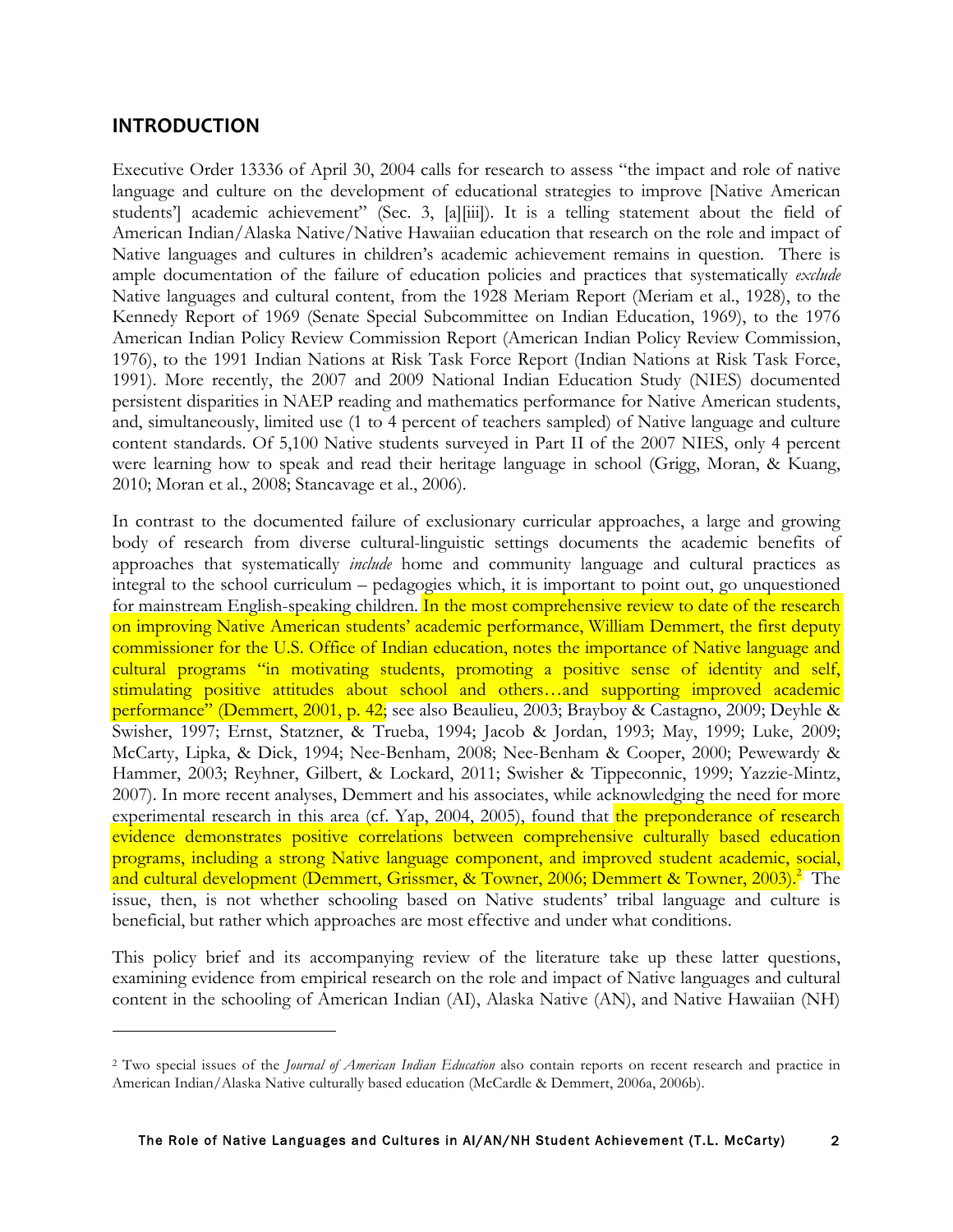## INTRODUCTION

Executive Order 13336 of April 30, 2004 calls for research to assess "the impact and role of native language and culture on the development of educational strategies to improve [Native American students'] academic achievement" (Sec. 3, [a][iii]). It is a telling statement about the field of American Indian/Alaska Native/Native Hawaiian education that research on the role and impact of Native languages and cultures in children's academic achievement remains in question. There is ample documentation of the failure of education policies and practices that systematically *exclude* Native languages and cultural content, from the 1928 Meriam Report (Meriam et al., 1928), to the Kennedy Report of 1969 (Senate Special Subcommittee on Indian Education, 1969), to the 1976 American Indian Policy Review Commission Report (American Indian Policy Review Commission, 1976), to the 1991 Indian Nations at Risk Task Force Report (Indian Nations at Risk Task Force, 1991). More recently, the 2007 and 2009 National Indian Education Study (NIES) documented persistent disparities in NAEP reading and mathematics performance for Native American students, and, simultaneously, limited use (1 to 4 percent of teachers sampled) of Native language and culture content standards. Of 5,100 Native students surveyed in Part II of the 2007 NIES, only 4 percent were learning how to speak and read their heritage language in school (Grigg, Moran, & Kuang, 2010; Moran et al., 2008; Stancavage et al., 2006).

In contrast to the documented failure of exclusionary curricular approaches, a large and growing body of research from diverse cultural-linguistic settings documents the academic benefits of approaches that systematically *include* home and community language and cultural practices as integral to the school curriculum – pedagogies which, it is important to point out, go unquestioned for mainstream English-speaking children. In the most comprehensive review to date of the research on improving Native American students' academic performance, William Demmert, the first deputy commissioner for the U.S. Office of Indian education, notes the importance of Native language and cultural programs "in motivating students, promoting a positive sense of identity and self, stimulating positive attitudes about school and others…and supporting improved academic performance" (Demmert, 2001, p. 42; see also Beaulieu, 2003; Brayboy & Castagno, 2009; Deyhle & Swisher, 1997; Ernst, Statzner, & Trueba, 1994; Jacob & Jordan, 1993; May, 1999; Luke, 2009; McCarty, Lipka, & Dick, 1994; Nee-Benham, 2008; Nee-Benham & Cooper, 2000; Pewewardy & Hammer, 2003; Reyhner, Gilbert, & Lockard, 2011; Swisher & Tippeconnic, 1999; Yazzie-Mintz, 2007). In more recent analyses, Demmert and his associates, while acknowledging the need for more experimental research in this area (cf. Yap, 2004, 2005), found that the preponderance of research evidence demonstrates positive correlations between comprehensive culturally based education programs, including a strong Native language component, and improved student academic, social, and cultural development (Demmert, Grissmer, & Towner, 2006; Demmert & Towner, 2003).[2] The issue, then, is not whether schooling based on Native students' tribal language and culture is beneficial, but rather which approaches are most effective and under what conditions.

This policy brief and its accompanying review of the literature take up these latter questions, examining evidence from empirical research on the role and impact of Native languages and cultural content in the schooling of American Indian (AI), Alaska Native (AN), and Native Hawaiian (NH)

---

[2] Two special issues of the *Journal of American Indian Education* also contain reports on recent research and practice in American Indian/Alaska Native culturally based education (McCardle & Demmert, 2006a, 2006b).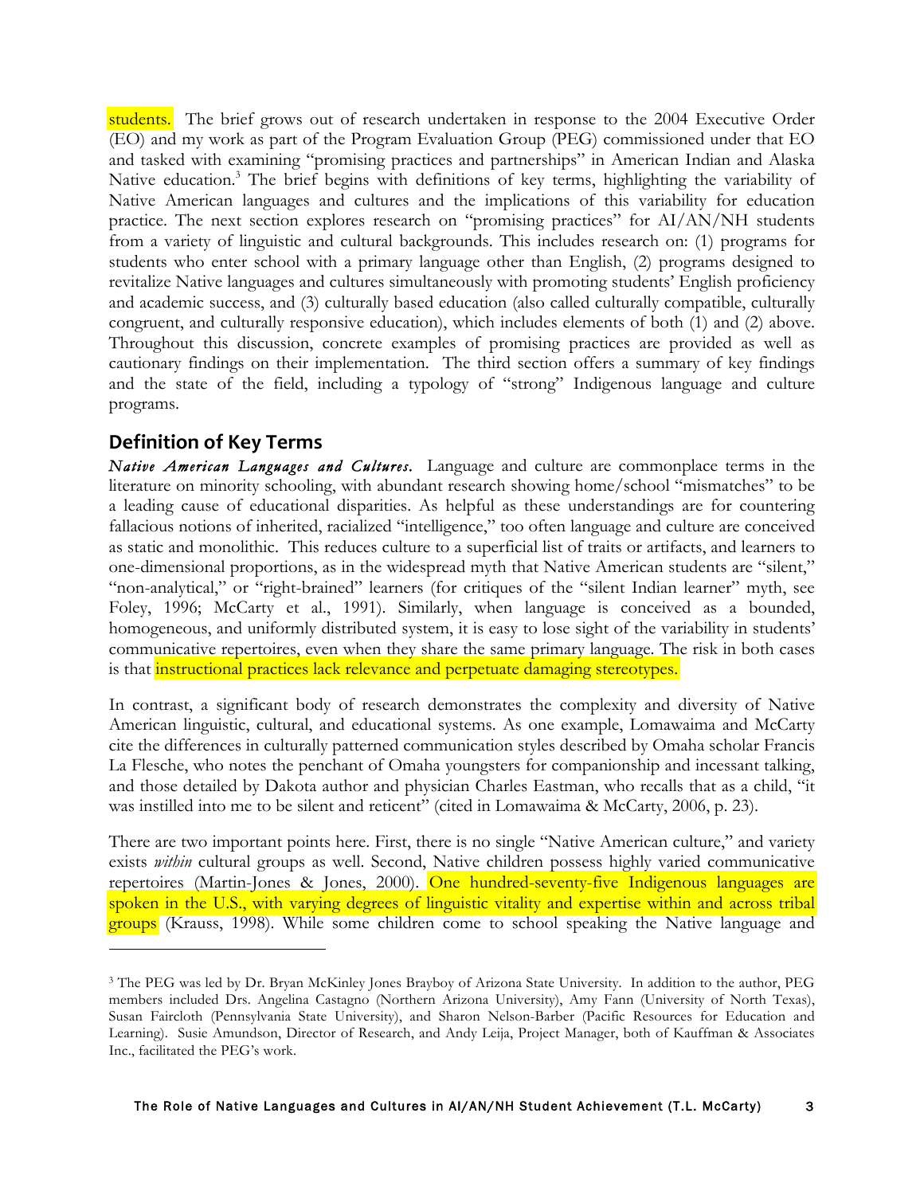students. The brief grows out of research undertaken in response to the 2004 Executive Order (EO) and my work as part of the Program Evaluation Group (PEG) commissioned under that EO and tasked with examining "promising practices and partnerships" in American Indian and Alaska Native education.[3] The brief begins with definitions of key terms, highlighting the variability of Native American languages and cultures and the implications of this variability for education practice. The next section explores research on "promising practices" for AI/AN/NH students from a variety of linguistic and cultural backgrounds. This includes research on: (1) programs for students who enter school with a primary language other than English, (2) programs designed to revitalize Native languages and cultures simultaneously with promoting students' English proficiency and academic success, and (3) culturally based education (also called culturally compatible, culturally congruent, and culturally responsive education), which includes elements of both (1) and (2) above. Throughout this discussion, concrete examples of promising practices are provided as well as cautionary findings on their implementation. The third section offers a summary of key findings and the state of the field, including a typology of "strong" Indigenous language and culture programs.

## Definition of Key Terms

***Native American Languages and Cultures.*** Language and culture are commonplace terms in the literature on minority schooling, with abundant research showing home/school "mismatches" to be a leading cause of educational disparities. As helpful as these understandings are for countering fallacious notions of inherited, racialized "intelligence," too often language and culture are conceived as static and monolithic. This reduces culture to a superficial list of traits or artifacts, and learners to one-dimensional proportions, as in the widespread myth that Native American students are "silent," "non-analytical," or "right-brained" learners (for critiques of the "silent Indian learner" myth, see Foley, 1996; McCarty et al., 1991). Similarly, when language is conceived as a bounded, homogeneous, and uniformly distributed system, it is easy to lose sight of the variability in students' communicative repertoires, even when they share the same primary language. The risk in both cases is that instructional practices lack relevance and perpetuate damaging stereotypes.

In contrast, a significant body of research demonstrates the complexity and diversity of Native American linguistic, cultural, and educational systems. As one example, Lomawaima and McCarty cite the differences in culturally patterned communication styles described by Omaha scholar Francis La Flesche, who notes the penchant of Omaha youngsters for companionship and incessant talking, and those detailed by Dakota author and physician Charles Eastman, who recalls that as a child, "it was instilled into me to be silent and reticent" (cited in Lomawaima & McCarty, 2006, p. 23).

There are two important points here. First, there is no single "Native American culture," and variety exists *within* cultural groups as well. Second, Native children possess highly varied communicative repertoires (Martin-Jones & Jones, 2000). One hundred-seventy-five Indigenous languages are spoken in the U.S., with varying degrees of linguistic vitality and expertise within and across tribal groups (Krauss, 1998). While some children come to school speaking the Native language and

---

[3] The PEG was led by Dr. Bryan McKinley Jones Brayboy of Arizona State University. In addition to the author, PEG members included Drs. Angelina Castagno (Northern Arizona University), Amy Fann (University of North Texas), Susan Faircloth (Pennsylvania State University), and Sharon Nelson-Barber (Pacific Resources for Education and Learning). Susie Amundson, Director of Research, and Andy Leija, Project Manager, both of Kauffman & Associates Inc., facilitated the PEG's work.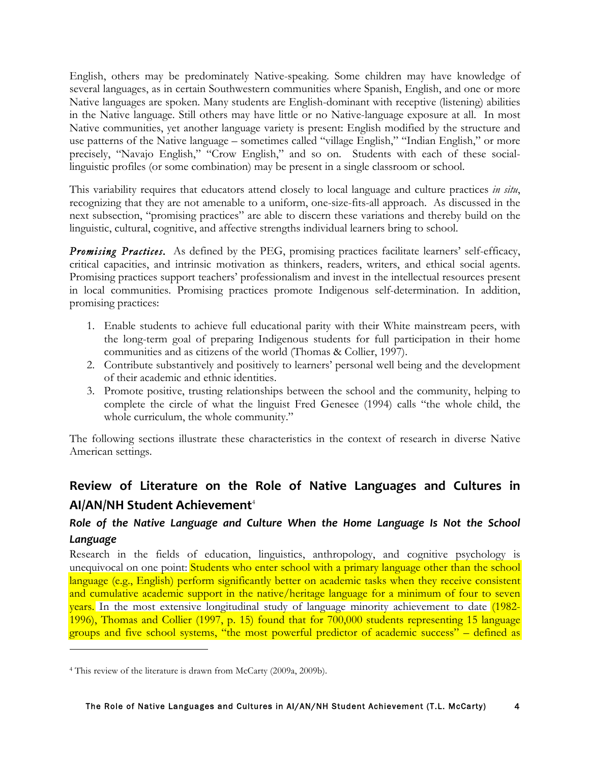English, others may be predominately Native-speaking. Some children may have knowledge of several languages, as in certain Southwestern communities where Spanish, English, and one or more Native languages are spoken. Many students are English-dominant with receptive (listening) abilities in the Native language. Still others may have little or no Native-language exposure at all. In most Native communities, yet another language variety is present: English modified by the structure and use patterns of the Native language – sometimes called "village English," "Indian English," or more precisely, "Navajo English," "Crow English," and so on. Students with each of these social-linguistic profiles (or some combination) may be present in a single classroom or school.

This variability requires that educators attend closely to local language and culture practices *in situ*, recognizing that they are not amenable to a uniform, one-size-fits-all approach. As discussed in the next subsection, "promising practices" are able to discern these variations and thereby build on the linguistic, cultural, cognitive, and affective strengths individual learners bring to school.

***Promising Practices.*** As defined by the PEG, promising practices facilitate learners' self-efficacy, critical capacities, and intrinsic motivation as thinkers, readers, writers, and ethical social agents. Promising practices support teachers' professionalism and invest in the intellectual resources present in local communities. Promising practices promote Indigenous self-determination. In addition, promising practices:

1. Enable students to achieve full educational parity with their White mainstream peers, with the long-term goal of preparing Indigenous students for full participation in their home communities and as citizens of the world (Thomas & Collier, 1997).
2. Contribute substantively and positively to learners' personal well being and the development of their academic and ethnic identities.
3. Promote positive, trusting relationships between the school and the community, helping to complete the circle of what the linguist Fred Genesee (1994) calls "the whole child, the whole curriculum, the whole community."

The following sections illustrate these characteristics in the context of research in diverse Native American settings.

## Review of Literature on the Role of Native Languages and Cultures in AI/AN/NH Student Achievement[4]

### *Role of the Native Language and Culture When the Home Language Is Not the School Language*

Research in the fields of education, linguistics, anthropology, and cognitive psychology is unequivocal on one point: Students who enter school with a primary language other than the school language (e.g., English) perform significantly better on academic tasks when they receive consistent and cumulative academic support in the native/heritage language for a minimum of four to seven years. In the most extensive longitudinal study of language minority achievement to date (1982-1996), Thomas and Collier (1997, p. 15) found that for 700,000 students representing 15 language groups and five school systems, "the most powerful predictor of academic success" – defined as

[4] This review of the literature is drawn from McCarty (2009a, 2009b).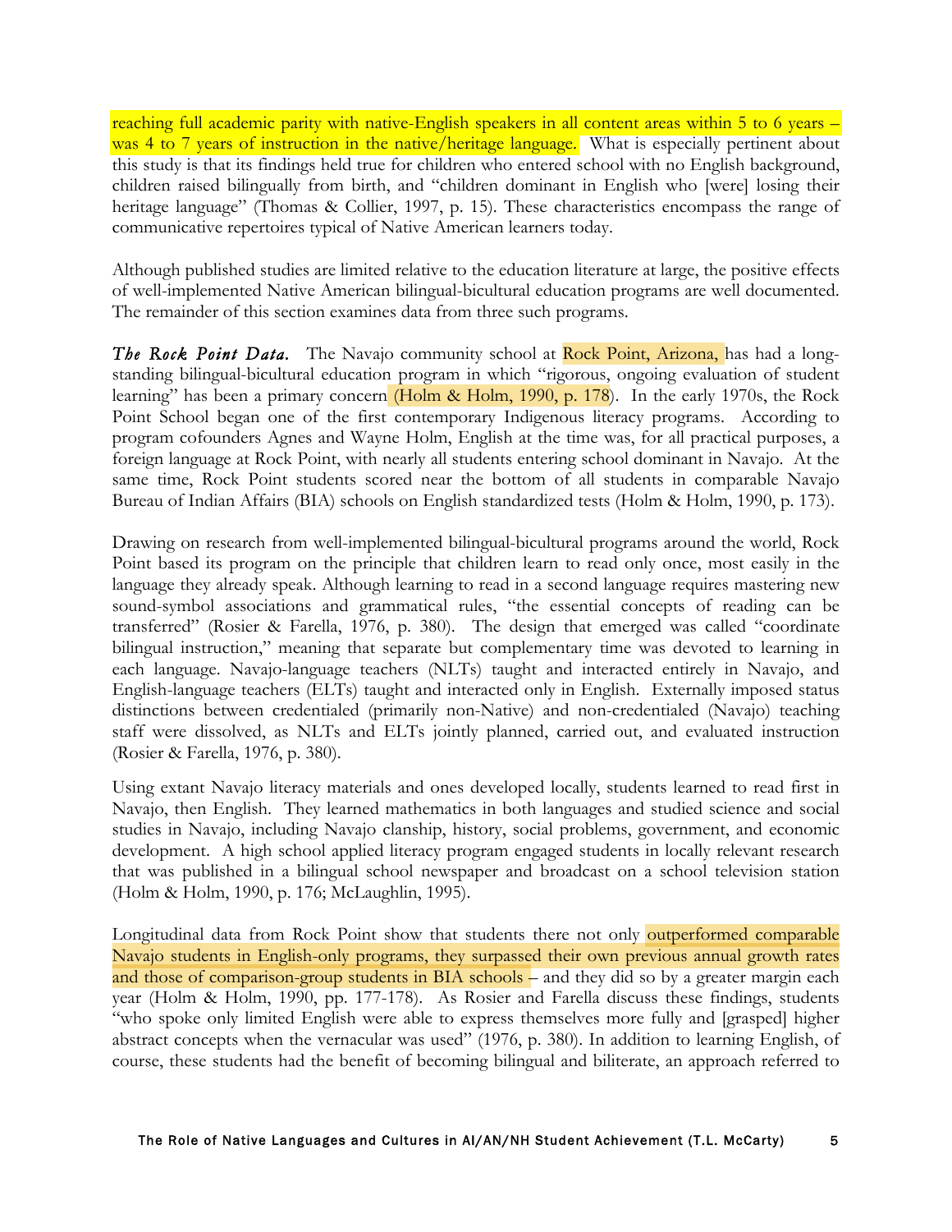reaching full academic parity with native-English speakers in all content areas within 5 to 6 years – was 4 to 7 years of instruction in the native/heritage language. What is especially pertinent about this study is that its findings held true for children who entered school with no English background, children raised bilingually from birth, and "children dominant in English who [were] losing their heritage language" (Thomas & Collier, 1997, p. 15). These characteristics encompass the range of communicative repertoires typical of Native American learners today.

Although published studies are limited relative to the education literature at large, the positive effects of well-implemented Native American bilingual-bicultural education programs are well documented. The remainder of this section examines data from three such programs.

***The Rock Point Data.*** The Navajo community school at Rock Point, Arizona, has had a long-standing bilingual-bicultural education program in which "rigorous, ongoing evaluation of student learning" has been a primary concern (Holm & Holm, 1990, p. 178). In the early 1970s, the Rock Point School began one of the first contemporary Indigenous literacy programs. According to program cofounders Agnes and Wayne Holm, English at the time was, for all practical purposes, a foreign language at Rock Point, with nearly all students entering school dominant in Navajo. At the same time, Rock Point students scored near the bottom of all students in comparable Navajo Bureau of Indian Affairs (BIA) schools on English standardized tests (Holm & Holm, 1990, p. 173).

Drawing on research from well-implemented bilingual-bicultural programs around the world, Rock Point based its program on the principle that children learn to read only once, most easily in the language they already speak. Although learning to read in a second language requires mastering new sound-symbol associations and grammatical rules, "the essential concepts of reading can be transferred" (Rosier & Farella, 1976, p. 380). The design that emerged was called "coordinate bilingual instruction," meaning that separate but complementary time was devoted to learning in each language. Navajo-language teachers (NLTs) taught and interacted entirely in Navajo, and English-language teachers (ELTs) taught and interacted only in English. Externally imposed status distinctions between credentialed (primarily non-Native) and non-credentialed (Navajo) teaching staff were dissolved, as NLTs and ELTs jointly planned, carried out, and evaluated instruction (Rosier & Farella, 1976, p. 380).

Using extant Navajo literacy materials and ones developed locally, students learned to read first in Navajo, then English. They learned mathematics in both languages and studied science and social studies in Navajo, including Navajo clanship, history, social problems, government, and economic development. A high school applied literacy program engaged students in locally relevant research that was published in a bilingual school newspaper and broadcast on a school television station (Holm & Holm, 1990, p. 176; McLaughlin, 1995).

Longitudinal data from Rock Point show that students there not only outperformed comparable Navajo students in English-only programs, they surpassed their own previous annual growth rates and those of comparison-group students in BIA schools – and they did so by a greater margin each year (Holm & Holm, 1990, pp. 177-178). As Rosier and Farella discuss these findings, students "who spoke only limited English were able to express themselves more fully and [grasped] higher abstract concepts when the vernacular was used" (1976, p. 380). In addition to learning English, of course, these students had the benefit of becoming bilingual and biliterate, an approach referred to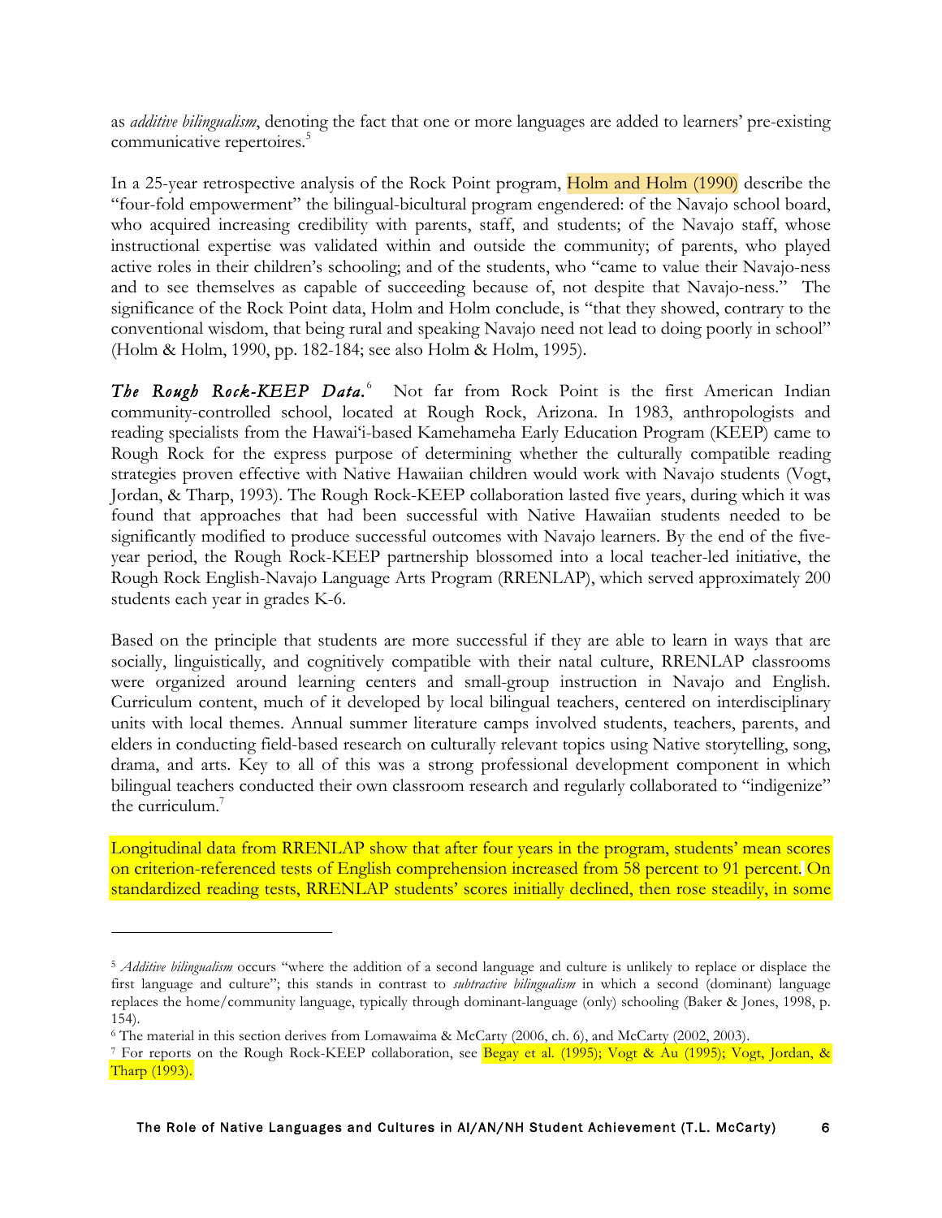as *additive bilingualism*, denoting the fact that one or more languages are added to learners' pre-existing communicative repertoires.[5]

In a 25-year retrospective analysis of the Rock Point program, Holm and Holm (1990) describe the "four-fold empowerment" the bilingual-bicultural program engendered: of the Navajo school board, who acquired increasing credibility with parents, staff, and students; of the Navajo staff, whose instructional expertise was validated within and outside the community; of parents, who played active roles in their children's schooling; and of the students, who "came to value their Navajo-ness and to see themselves as capable of succeeding because of, not despite that Navajo-ness." The significance of the Rock Point data, Holm and Holm conclude, is "that they showed, contrary to the conventional wisdom, that being rural and speaking Navajo need not lead to doing poorly in school" (Holm & Holm, 1990, pp. 182-184; see also Holm & Holm, 1995).

***The Rough Rock-KEEP Data.***[6] Not far from Rock Point is the first American Indian community-controlled school, located at Rough Rock, Arizona. In 1983, anthropologists and reading specialists from the Hawai'i-based Kamehameha Early Education Program (KEEP) came to Rough Rock for the express purpose of determining whether the culturally compatible reading strategies proven effective with Native Hawaiian children would work with Navajo students (Vogt, Jordan, & Tharp, 1993). The Rough Rock-KEEP collaboration lasted five years, during which it was found that approaches that had been successful with Native Hawaiian students needed to be significantly modified to produce successful outcomes with Navajo learners. By the end of the five-year period, the Rough Rock-KEEP partnership blossomed into a local teacher-led initiative, the Rough Rock English-Navajo Language Arts Program (RRENLAP), which served approximately 200 students each year in grades K-6.

Based on the principle that students are more successful if they are able to learn in ways that are socially, linguistically, and cognitively compatible with their natal culture, RRENLAP classrooms were organized around learning centers and small-group instruction in Navajo and English. Curriculum content, much of it developed by local bilingual teachers, centered on interdisciplinary units with local themes. Annual summer literature camps involved students, teachers, parents, and elders in conducting field-based research on culturally relevant topics using Native storytelling, song, drama, and arts. Key to all of this was a strong professional development component in which bilingual teachers conducted their own classroom research and regularly collaborated to "indigenize" the curriculum.[7]

Longitudinal data from RRENLAP show that after four years in the program, students' mean scores on criterion-referenced tests of English comprehension increased from 58 percent to 91 percent. On standardized reading tests, RRENLAP students' scores initially declined, then rose steadily, in some

---

[5] *Additive bilingualism* occurs "where the addition of a second language and culture is unlikely to replace or displace the first language and culture"; this stands in contrast to *subtractive bilingualism* in which a second (dominant) language replaces the home/community language, typically through dominant-language (only) schooling (Baker & Jones, 1998, p. 154).

[6] The material in this section derives from Lomawaima & McCarty (2006, ch. 6), and McCarty (2002, 2003).

[7] For reports on the Rough Rock-KEEP collaboration, see Begay et al. (1995); Vogt & Au (1995); Vogt, Jordan, & Tharp (1993).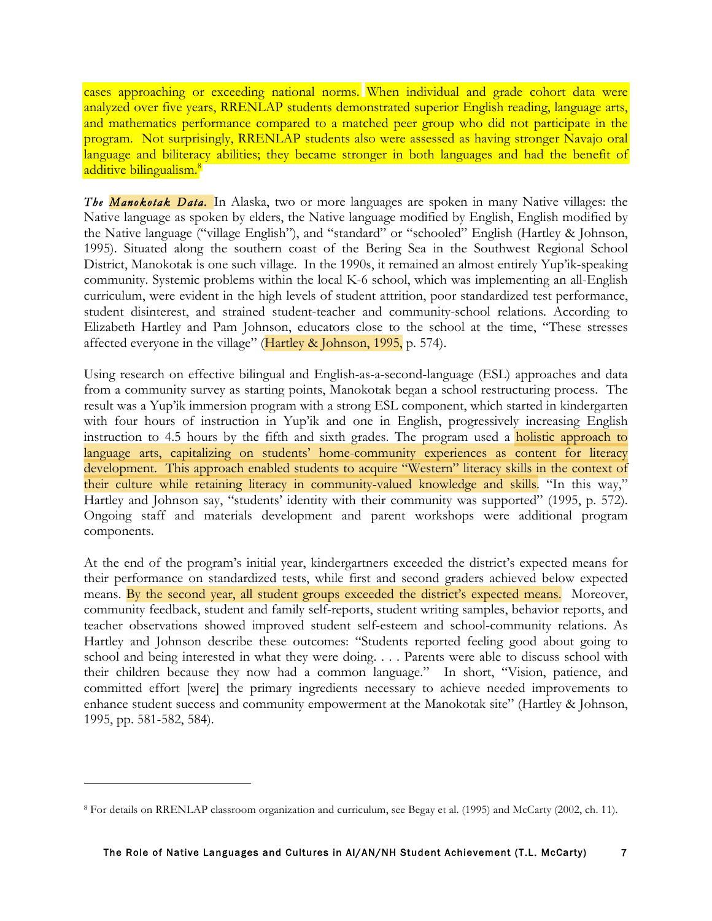cases approaching or exceeding national norms. When individual and grade cohort data were analyzed over five years, RRENLAP students demonstrated superior English reading, language arts, and mathematics performance compared to a matched peer group who did not participate in the program. Not surprisingly, RRENLAP students also were assessed as having stronger Navajo oral language and biliteracy abilities; they became stronger in both languages and had the benefit of additive bilingualism.[8]

***The Manokotak Data.*** In Alaska, two or more languages are spoken in many Native villages: the Native language as spoken by elders, the Native language modified by English, English modified by the Native language ("village English"), and "standard" or "schooled" English (Hartley & Johnson, 1995). Situated along the southern coast of the Bering Sea in the Southwest Regional School District, Manokotak is one such village. In the 1990s, it remained an almost entirely Yup'ik-speaking community. Systemic problems within the local K-6 school, which was implementing an all-English curriculum, were evident in the high levels of student attrition, poor standardized test performance, student disinterest, and strained student-teacher and community-school relations. According to Elizabeth Hartley and Pam Johnson, educators close to the school at the time, "These stresses affected everyone in the village" (Hartley & Johnson, 1995, p. 574).

Using research on effective bilingual and English-as-a-second-language (ESL) approaches and data from a community survey as starting points, Manokotak began a school restructuring process. The result was a Yup'ik immersion program with a strong ESL component, which started in kindergarten with four hours of instruction in Yup'ik and one in English, progressively increasing English instruction to 4.5 hours by the fifth and sixth grades. The program used a holistic approach to language arts, capitalizing on students' home-community experiences as content for literacy development. This approach enabled students to acquire "Western" literacy skills in the context of their culture while retaining literacy in community-valued knowledge and skills. "In this way," Hartley and Johnson say, "students' identity with their community was supported" (1995, p. 572). Ongoing staff and materials development and parent workshops were additional program components.

At the end of the program's initial year, kindergartners exceeded the district's expected means for their performance on standardized tests, while first and second graders achieved below expected means. By the second year, all student groups exceeded the district's expected means. Moreover, community feedback, student and family self-reports, student writing samples, behavior reports, and teacher observations showed improved student self-esteem and school-community relations. As Hartley and Johnson describe these outcomes: "Students reported feeling good about going to school and being interested in what they were doing. . . . Parents were able to discuss school with their children because they now had a common language." In short, "Vision, patience, and committed effort [were] the primary ingredients necessary to achieve needed improvements to enhance student success and community empowerment at the Manokotak site" (Hartley & Johnson, 1995, pp. 581-582, 584).

---

[8] For details on RRENLAP classroom organization and curriculum, see Begay et al. (1995) and McCarty (2002, ch. 11).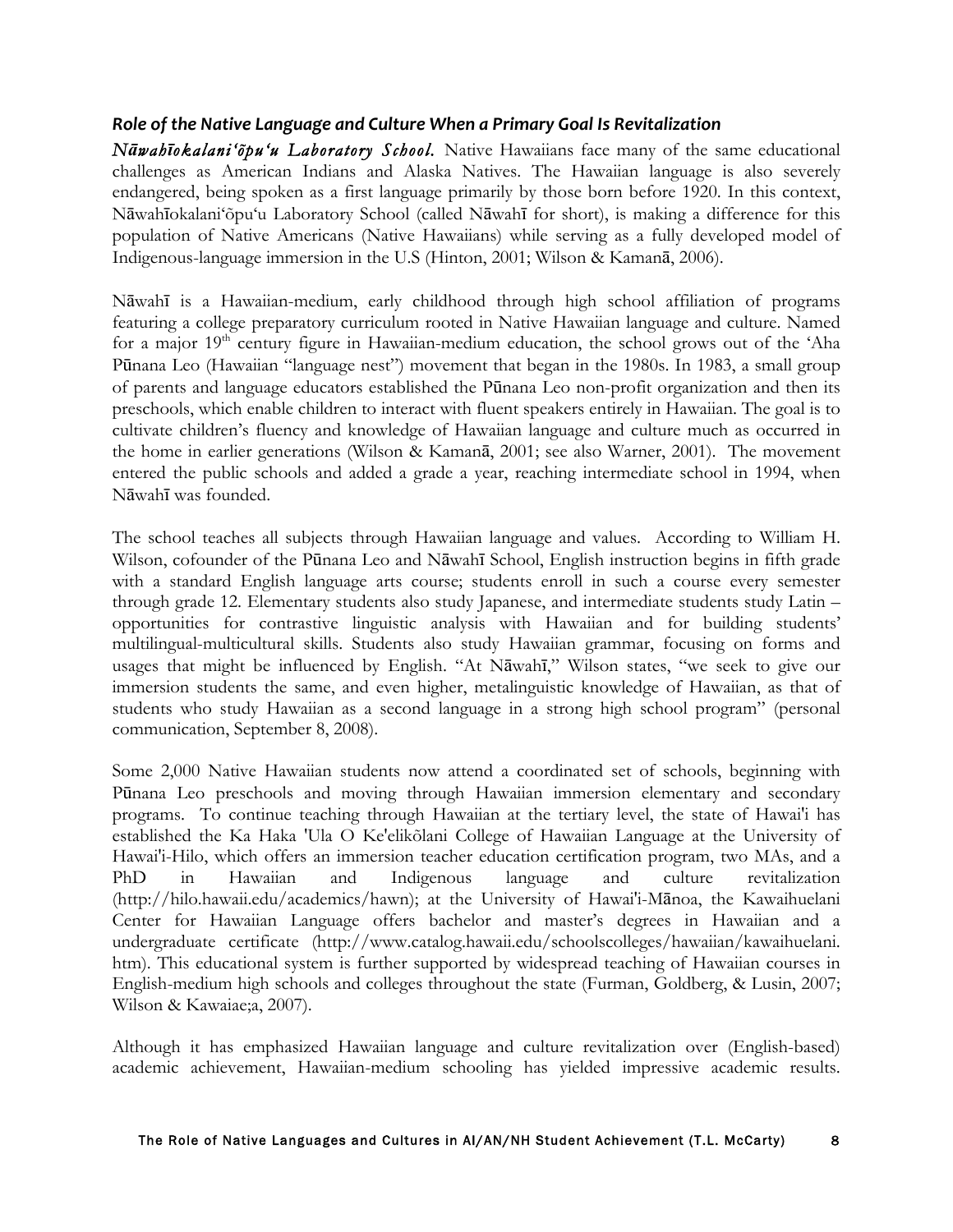### *Role of the Native Language and Culture When a Primary Goal Is Revitalization*

***Nāwahīokalaniʻōpuʻu Laboratory School.*** Native Hawaiians face many of the same educational challenges as American Indians and Alaska Natives. The Hawaiian language is also severely endangered, being spoken as a first language primarily by those born before 1920. In this context, Nāwahīokalaniʻōpuʻu Laboratory School (called Nāwahī for short), is making a difference for this population of Native Americans (Native Hawaiians) while serving as a fully developed model of Indigenous-language immersion in the U.S (Hinton, 2001; Wilson & Kamanā, 2006).

Nāwahī is a Hawaiian-medium, early childhood through high school affiliation of programs featuring a college preparatory curriculum rooted in Native Hawaiian language and culture. Named for a major 19th century figure in Hawaiian-medium education, the school grows out of the ʻAha Pūnana Leo (Hawaiian "language nest") movement that began in the 1980s. In 1983, a small group of parents and language educators established the Pūnana Leo non-profit organization and then its preschools, which enable children to interact with fluent speakers entirely in Hawaiian. The goal is to cultivate children's fluency and knowledge of Hawaiian language and culture much as occurred in the home in earlier generations (Wilson & Kamanā, 2001; see also Warner, 2001). The movement entered the public schools and added a grade a year, reaching intermediate school in 1994, when Nāwahī was founded.

The school teaches all subjects through Hawaiian language and values. According to William H. Wilson, cofounder of the Pūnana Leo and Nāwahī School, English instruction begins in fifth grade with a standard English language arts course; students enroll in such a course every semester through grade 12. Elementary students also study Japanese, and intermediate students study Latin – opportunities for contrastive linguistic analysis with Hawaiian and for building students' multilingual-multicultural skills. Students also study Hawaiian grammar, focusing on forms and usages that might be influenced by English. "At Nāwahī," Wilson states, "we seek to give our immersion students the same, and even higher, metalinguistic knowledge of Hawaiian, as that of students who study Hawaiian as a second language in a strong high school program" (personal communication, September 8, 2008).

Some 2,000 Native Hawaiian students now attend a coordinated set of schools, beginning with Pūnana Leo preschools and moving through Hawaiian immersion elementary and secondary programs. To continue teaching through Hawaiian at the tertiary level, the state of Hawai'i has established the Ka Haka 'Ula O Ke'elikōlani College of Hawaiian Language at the University of Hawai'i-Hilo, which offers an immersion teacher education certification program, two MAs, and a PhD in Hawaiian and Indigenous language and culture revitalization (http://hilo.hawaii.edu/academics/hawn); at the University of Hawai'i-Mānoa, the Kawaihuelani Center for Hawaiian Language offers bachelor and master's degrees in Hawaiian and a undergraduate certificate (http://www.catalog.hawaii.edu/schoolscolleges/hawaiian/kawaihuelani.htm). This educational system is further supported by widespread teaching of Hawaiian courses in English-medium high schools and colleges throughout the state (Furman, Goldberg, & Lusin, 2007; Wilson & Kawaiae;a, 2007).

Although it has emphasized Hawaiian language and culture revitalization over (English-based) academic achievement, Hawaiian-medium schooling has yielded impressive academic results.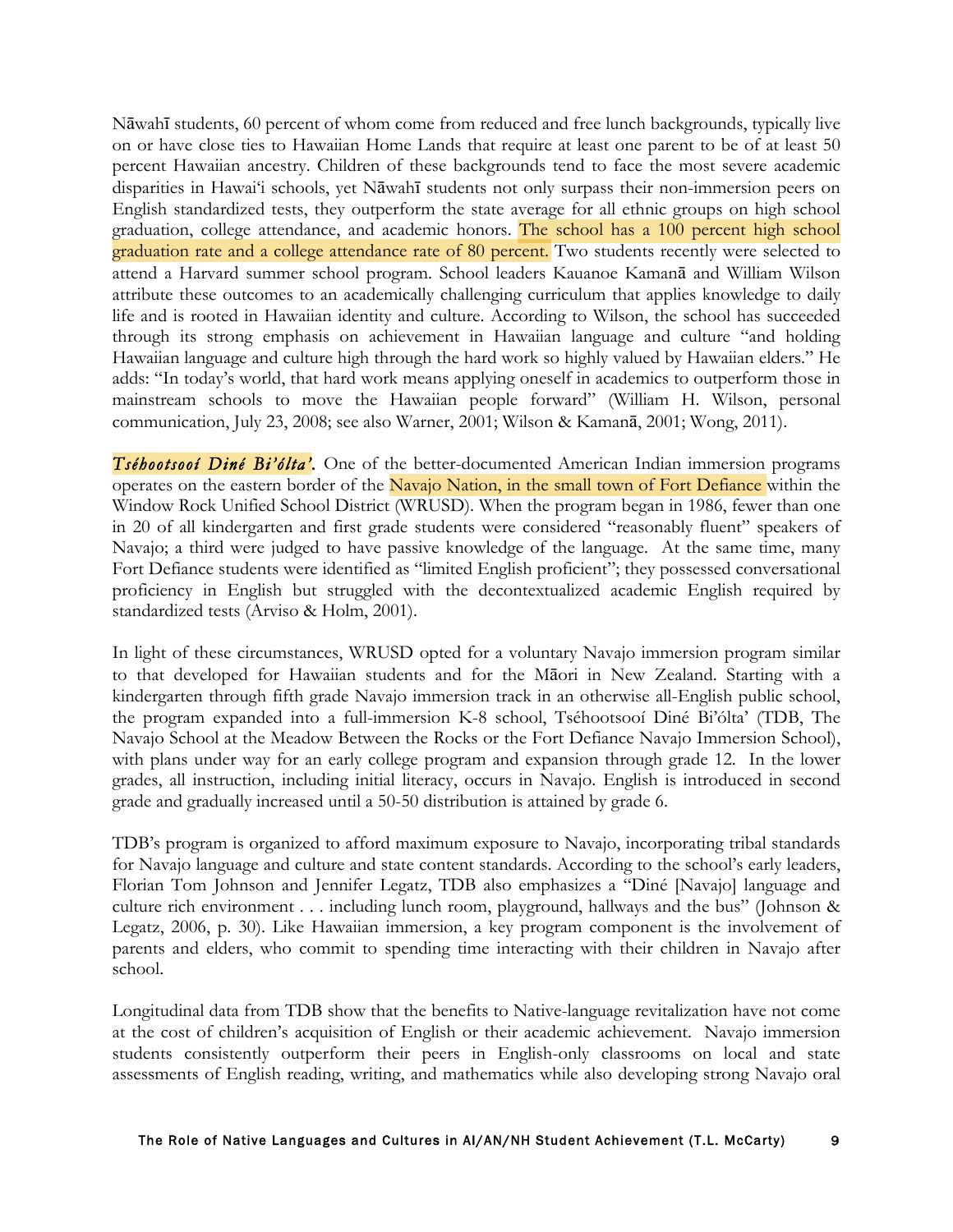Nāwahī students, 60 percent of whom come from reduced and free lunch backgrounds, typically live on or have close ties to Hawaiian Home Lands that require at least one parent to be of at least 50 percent Hawaiian ancestry. Children of these backgrounds tend to face the most severe academic disparities in Hawai'i schools, yet Nāwahī students not only surpass their non-immersion peers on English standardized tests, they outperform the state average for all ethnic groups on high school graduation, college attendance, and academic honors. The school has a 100 percent high school graduation rate and a college attendance rate of 80 percent. Two students recently were selected to attend a Harvard summer school program. School leaders Kauanoe Kamanā and William Wilson attribute these outcomes to an academically challenging curriculum that applies knowledge to daily life and is rooted in Hawaiian identity and culture. According to Wilson, the school has succeeded through its strong emphasis on achievement in Hawaiian language and culture "and holding Hawaiian language and culture high through the hard work so highly valued by Hawaiian elders." He adds: "In today's world, that hard work means applying oneself in academics to outperform those in mainstream schools to move the Hawaiian people forward" (William H. Wilson, personal communication, July 23, 2008; see also Warner, 2001; Wilson & Kamanā, 2001; Wong, 2011).

***Tséhootsooí Diné Bi'ólta'.*** One of the better-documented American Indian immersion programs operates on the eastern border of the Navajo Nation, in the small town of Fort Defiance within the Window Rock Unified School District (WRUSD). When the program began in 1986, fewer than one in 20 of all kindergarten and first grade students were considered "reasonably fluent" speakers of Navajo; a third were judged to have passive knowledge of the language. At the same time, many Fort Defiance students were identified as "limited English proficient"; they possessed conversational proficiency in English but struggled with the decontextualized academic English required by standardized tests (Arviso & Holm, 2001).

In light of these circumstances, WRUSD opted for a voluntary Navajo immersion program similar to that developed for Hawaiian students and for the Māori in New Zealand. Starting with a kindergarten through fifth grade Navajo immersion track in an otherwise all-English public school, the program expanded into a full-immersion K-8 school, Tséhootsooí Diné Bi'ólta' (TDB, The Navajo School at the Meadow Between the Rocks or the Fort Defiance Navajo Immersion School), with plans under way for an early college program and expansion through grade 12. In the lower grades, all instruction, including initial literacy, occurs in Navajo. English is introduced in second grade and gradually increased until a 50-50 distribution is attained by grade 6.

TDB's program is organized to afford maximum exposure to Navajo, incorporating tribal standards for Navajo language and culture and state content standards. According to the school's early leaders, Florian Tom Johnson and Jennifer Legatz, TDB also emphasizes a "Diné [Navajo] language and culture rich environment . . . including lunch room, playground, hallways and the bus" (Johnson & Legatz, 2006, p. 30). Like Hawaiian immersion, a key program component is the involvement of parents and elders, who commit to spending time interacting with their children in Navajo after school.

Longitudinal data from TDB show that the benefits to Native-language revitalization have not come at the cost of children's acquisition of English or their academic achievement. Navajo immersion students consistently outperform their peers in English-only classrooms on local and state assessments of English reading, writing, and mathematics while also developing strong Navajo oral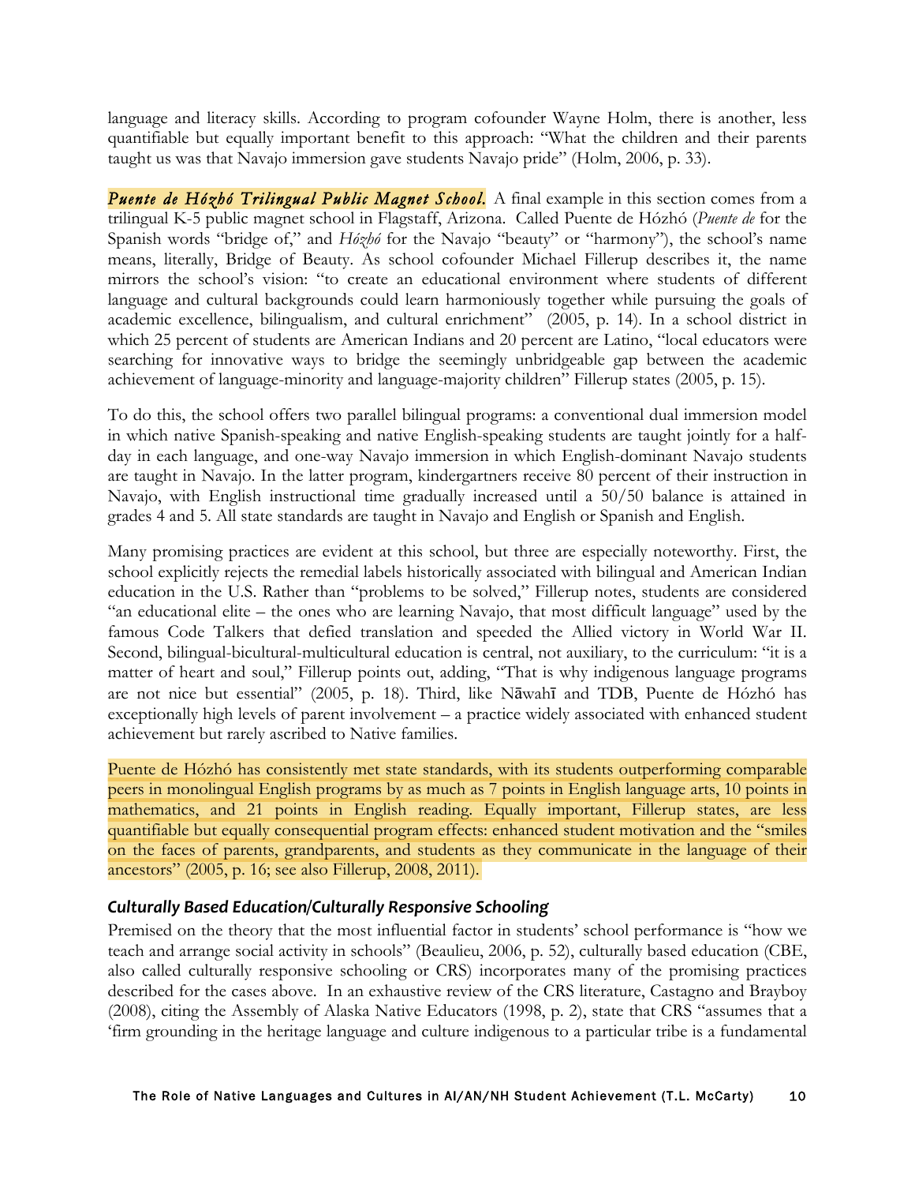language and literacy skills. According to program cofounder Wayne Holm, there is another, less quantifiable but equally important benefit to this approach: "What the children and their parents taught us was that Navajo immersion gave students Navajo pride" (Holm, 2006, p. 33).

***Puente de Hózhó Trilingual Public Magnet School.*** A final example in this section comes from a trilingual K-5 public magnet school in Flagstaff, Arizona. Called Puente de Hózhó (*Puente de* for the Spanish words "bridge of," and *Hózhó* for the Navajo "beauty" or "harmony"), the school's name means, literally, Bridge of Beauty. As school cofounder Michael Fillerup describes it, the name mirrors the school's vision: "to create an educational environment where students of different language and cultural backgrounds could learn harmoniously together while pursuing the goals of academic excellence, bilingualism, and cultural enrichment" (2005, p. 14). In a school district in which 25 percent of students are American Indians and 20 percent are Latino, "local educators were searching for innovative ways to bridge the seemingly unbridgeable gap between the academic achievement of language-minority and language-majority children" Fillerup states (2005, p. 15).

To do this, the school offers two parallel bilingual programs: a conventional dual immersion model in which native Spanish-speaking and native English-speaking students are taught jointly for a half-day in each language, and one-way Navajo immersion in which English-dominant Navajo students are taught in Navajo. In the latter program, kindergartners receive 80 percent of their instruction in Navajo, with English instructional time gradually increased until a 50/50 balance is attained in grades 4 and 5. All state standards are taught in Navajo and English or Spanish and English.

Many promising practices are evident at this school, but three are especially noteworthy. First, the school explicitly rejects the remedial labels historically associated with bilingual and American Indian education in the U.S. Rather than "problems to be solved," Fillerup notes, students are considered "an educational elite – the ones who are learning Navajo, that most difficult language" used by the famous Code Talkers that defied translation and speeded the Allied victory in World War II. Second, bilingual-bicultural-multicultural education is central, not auxiliary, to the curriculum: "it is a matter of heart and soul," Fillerup points out, adding, "That is why indigenous language programs are not nice but essential" (2005, p. 18). Third, like Nāwahī and TDB, Puente de Hózhó has exceptionally high levels of parent involvement – a practice widely associated with enhanced student achievement but rarely ascribed to Native families.

Puente de Hózhó has consistently met state standards, with its students outperforming comparable peers in monolingual English programs by as much as 7 points in English language arts, 10 points in mathematics, and 21 points in English reading. Equally important, Fillerup states, are less quantifiable but equally consequential program effects: enhanced student motivation and the "smiles on the faces of parents, grandparents, and students as they communicate in the language of their ancestors" (2005, p. 16; see also Fillerup, 2008, 2011).

### *Culturally Based Education/Culturally Responsive Schooling*

Premised on the theory that the most influential factor in students' school performance is "how we teach and arrange social activity in schools" (Beaulieu, 2006, p. 52), culturally based education (CBE, also called culturally responsive schooling or CRS) incorporates many of the promising practices described for the cases above. In an exhaustive review of the CRS literature, Castagno and Brayboy (2008), citing the Assembly of Alaska Native Educators (1998, p. 2), state that CRS "assumes that a 'firm grounding in the heritage language and culture indigenous to a particular tribe is a fundamental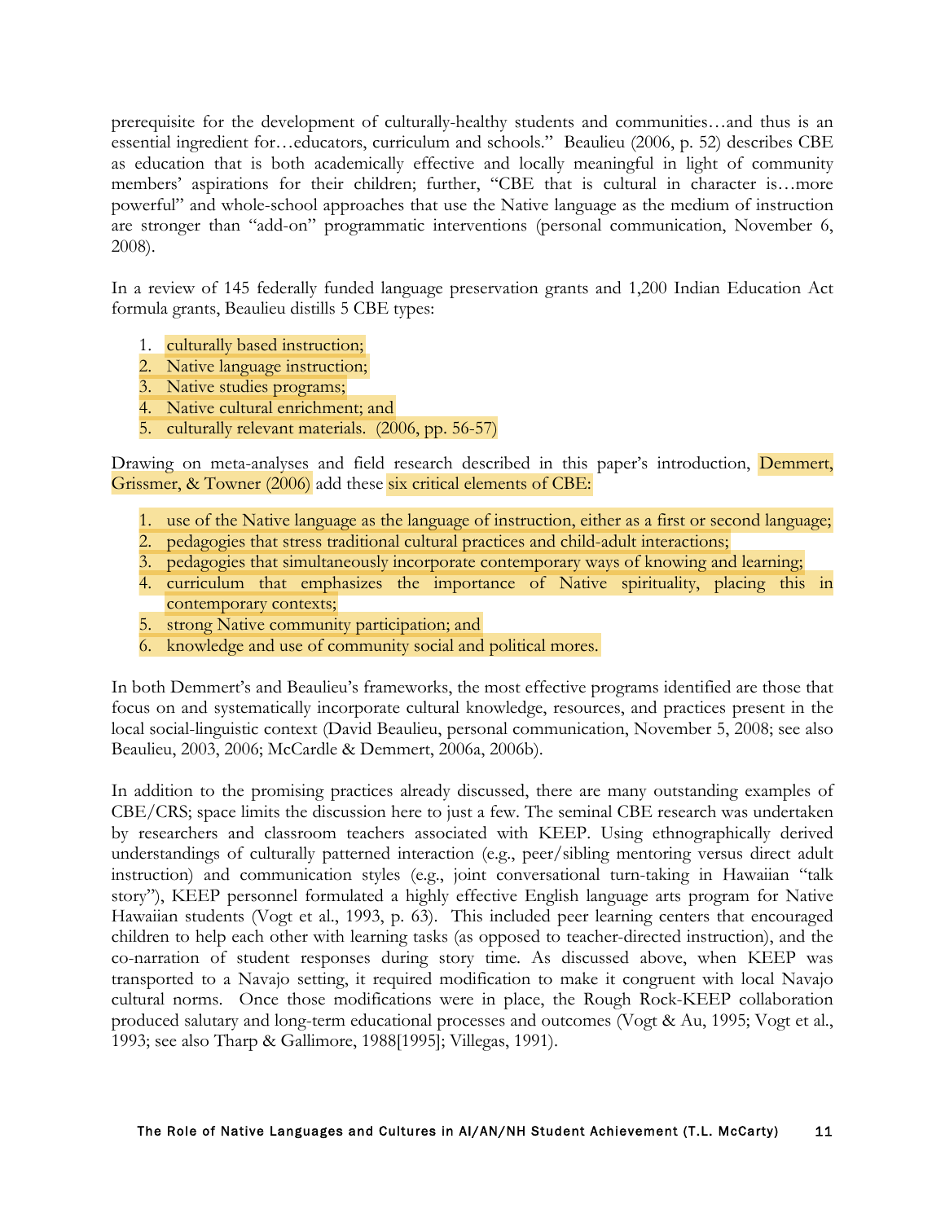prerequisite for the development of culturally-healthy students and communities…and thus is an essential ingredient for…educators, curriculum and schools." Beaulieu (2006, p. 52) describes CBE as education that is both academically effective and locally meaningful in light of community members' aspirations for their children; further, "CBE that is cultural in character is…more powerful" and whole-school approaches that use the Native language as the medium of instruction are stronger than "add-on" programmatic interventions (personal communication, November 6, 2008).

In a review of 145 federally funded language preservation grants and 1,200 Indian Education Act formula grants, Beaulieu distills 5 CBE types:

1. culturally based instruction;
2. Native language instruction;
3. Native studies programs;
4. Native cultural enrichment; and
5. culturally relevant materials. (2006, pp. 56-57)

Drawing on meta-analyses and field research described in this paper's introduction, Demmert, Grissmer, & Towner (2006) add these six critical elements of CBE:

1. use of the Native language as the language of instruction, either as a first or second language;
2. pedagogies that stress traditional cultural practices and child-adult interactions;
3. pedagogies that simultaneously incorporate contemporary ways of knowing and learning;
4. curriculum that emphasizes the importance of Native spirituality, placing this in contemporary contexts;
5. strong Native community participation; and
6. knowledge and use of community social and political mores.

In both Demmert's and Beaulieu's frameworks, the most effective programs identified are those that focus on and systematically incorporate cultural knowledge, resources, and practices present in the local social-linguistic context (David Beaulieu, personal communication, November 5, 2008; see also Beaulieu, 2003, 2006; McCardle & Demmert, 2006a, 2006b).

In addition to the promising practices already discussed, there are many outstanding examples of CBE/CRS; space limits the discussion here to just a few. The seminal CBE research was undertaken by researchers and classroom teachers associated with KEEP. Using ethnographically derived understandings of culturally patterned interaction (e.g., peer/sibling mentoring versus direct adult instruction) and communication styles (e.g., joint conversational turn-taking in Hawaiian "talk story"), KEEP personnel formulated a highly effective English language arts program for Native Hawaiian students (Vogt et al., 1993, p. 63). This included peer learning centers that encouraged children to help each other with learning tasks (as opposed to teacher-directed instruction), and the co-narration of student responses during story time. As discussed above, when KEEP was transported to a Navajo setting, it required modification to make it congruent with local Navajo cultural norms. Once those modifications were in place, the Rough Rock-KEEP collaboration produced salutary and long-term educational processes and outcomes (Vogt & Au, 1995; Vogt et al., 1993; see also Tharp & Gallimore, 1988[1995]; Villegas, 1991).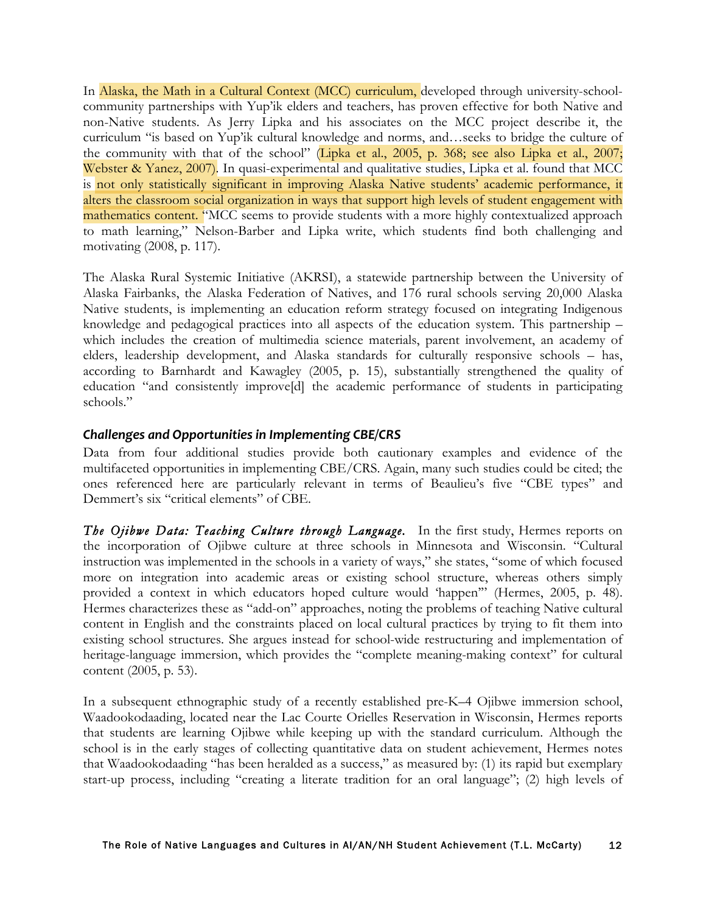In Alaska, the Math in a Cultural Context (MCC) curriculum, developed through university-school-community partnerships with Yup'ik elders and teachers, has proven effective for both Native and non-Native students. As Jerry Lipka and his associates on the MCC project describe it, the curriculum "is based on Yup'ik cultural knowledge and norms, and…seeks to bridge the culture of the community with that of the school" (Lipka et al., 2005, p. 368; see also Lipka et al., 2007; Webster & Yanez, 2007). In quasi-experimental and qualitative studies, Lipka et al. found that MCC is not only statistically significant in improving Alaska Native students' academic performance, it alters the classroom social organization in ways that support high levels of student engagement with mathematics content. "MCC seems to provide students with a more highly contextualized approach to math learning," Nelson-Barber and Lipka write, which students find both challenging and motivating (2008, p. 117).

The Alaska Rural Systemic Initiative (AKRSI), a statewide partnership between the University of Alaska Fairbanks, the Alaska Federation of Natives, and 176 rural schools serving 20,000 Alaska Native students, is implementing an education reform strategy focused on integrating Indigenous knowledge and pedagogical practices into all aspects of the education system. This partnership – which includes the creation of multimedia science materials, parent involvement, an academy of elders, leadership development, and Alaska standards for culturally responsive schools – has, according to Barnhardt and Kawagley (2005, p. 15), substantially strengthened the quality of education "and consistently improve[d] the academic performance of students in participating schools."

### *Challenges and Opportunities in Implementing CBE/CRS*

Data from four additional studies provide both cautionary examples and evidence of the multifaceted opportunities in implementing CBE/CRS. Again, many such studies could be cited; the ones referenced here are particularly relevant in terms of Beaulieu's five "CBE types" and Demmert's six "critical elements" of CBE.

***The Ojibwe Data: Teaching Culture through Language.*** In the first study, Hermes reports on the incorporation of Ojibwe culture at three schools in Minnesota and Wisconsin. "Cultural instruction was implemented in the schools in a variety of ways," she states, "some of which focused more on integration into academic areas or existing school structure, whereas others simply provided a context in which educators hoped culture would 'happen'" (Hermes, 2005, p. 48). Hermes characterizes these as "add-on" approaches, noting the problems of teaching Native cultural content in English and the constraints placed on local cultural practices by trying to fit them into existing school structures. She argues instead for school-wide restructuring and implementation of heritage-language immersion, which provides the "complete meaning-making context" for cultural content (2005, p. 53).

In a subsequent ethnographic study of a recently established pre-K–4 Ojibwe immersion school, Waadookodaading, located near the Lac Courte Orielles Reservation in Wisconsin, Hermes reports that students are learning Ojibwe while keeping up with the standard curriculum. Although the school is in the early stages of collecting quantitative data on student achievement, Hermes notes that Waadookodaading "has been heralded as a success," as measured by: (1) its rapid but exemplary start-up process, including "creating a literate tradition for an oral language"; (2) high levels of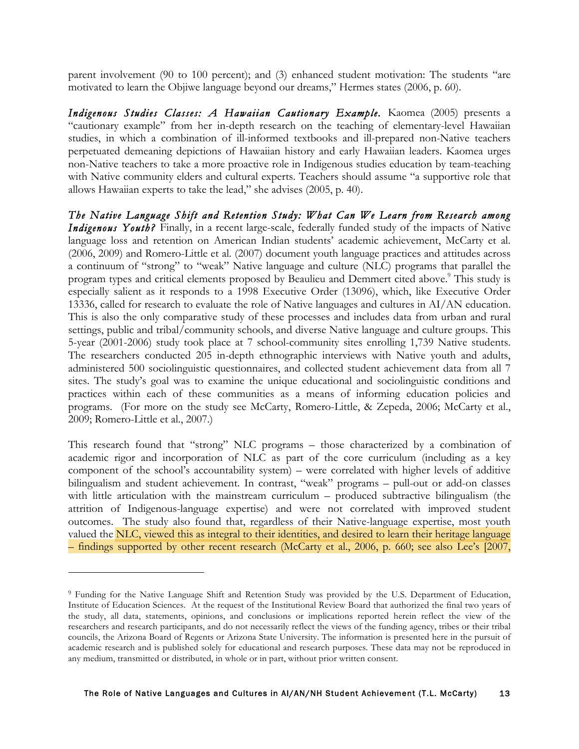parent involvement (90 to 100 percent); and (3) enhanced student motivation: The students "are motivated to learn the Objiwe language beyond our dreams," Hermes states (2006, p. 60).

***Indigenous Studies Classes: A Hawaiian Cautionary Example.*** Kaomea (2005) presents a "cautionary example" from her in-depth research on the teaching of elementary-level Hawaiian studies, in which a combination of ill-informed textbooks and ill-prepared non-Native teachers perpetuated demeaning depictions of Hawaiian history and early Hawaiian leaders. Kaomea urges non-Native teachers to take a more proactive role in Indigenous studies education by team-teaching with Native community elders and cultural experts. Teachers should assume "a supportive role that allows Hawaiian experts to take the lead," she advises (2005, p. 40).

***The Native Language Shift and Retention Study: What Can We Learn from Research among Indigenous Youth?*** Finally, in a recent large-scale, federally funded study of the impacts of Native language loss and retention on American Indian students' academic achievement, McCarty et al. (2006, 2009) and Romero-Little et al. (2007) document youth language practices and attitudes across a continuum of "strong" to "weak" Native language and culture (NLC) programs that parallel the program types and critical elements proposed by Beaulieu and Demmert cited above.[9] This study is especially salient as it responds to a 1998 Executive Order (13096), which, like Executive Order 13336, called for research to evaluate the role of Native languages and cultures in AI/AN education. This is also the only comparative study of these processes and includes data from urban and rural settings, public and tribal/community schools, and diverse Native language and culture groups. This 5-year (2001-2006) study took place at 7 school-community sites enrolling 1,739 Native students. The researchers conducted 205 in-depth ethnographic interviews with Native youth and adults, administered 500 sociolinguistic questionnaires, and collected student achievement data from all 7 sites. The study's goal was to examine the unique educational and sociolinguistic conditions and practices within each of these communities as a means of informing education policies and programs. (For more on the study see McCarty, Romero-Little, & Zepeda, 2006; McCarty et al., 2009; Romero-Little et al., 2007.)

This research found that "strong" NLC programs – those characterized by a combination of academic rigor and incorporation of NLC as part of the core curriculum (including as a key component of the school's accountability system) – were correlated with higher levels of additive bilingualism and student achievement. In contrast, "weak" programs – pull-out or add-on classes with little articulation with the mainstream curriculum – produced subtractive bilingualism (the attrition of Indigenous-language expertise) and were not correlated with improved student outcomes. The study also found that, regardless of their Native-language expertise, most youth valued the NLC, viewed this as integral to their identities, and desired to learn their heritage language – findings supported by other recent research (McCarty et al., 2006, p. 660; see also Lee's [2007,

---

[9] Funding for the Native Language Shift and Retention Study was provided by the U.S. Department of Education, Institute of Education Sciences. At the request of the Institutional Review Board that authorized the final two years of the study, all data, statements, opinions, and conclusions or implications reported herein reflect the view of the researchers and research participants, and do not necessarily reflect the views of the funding agency, tribes or their tribal councils, the Arizona Board of Regents or Arizona State University. The information is presented here in the pursuit of academic research and is published solely for educational and research purposes. These data may not be reproduced in any medium, transmitted or distributed, in whole or in part, without prior written consent.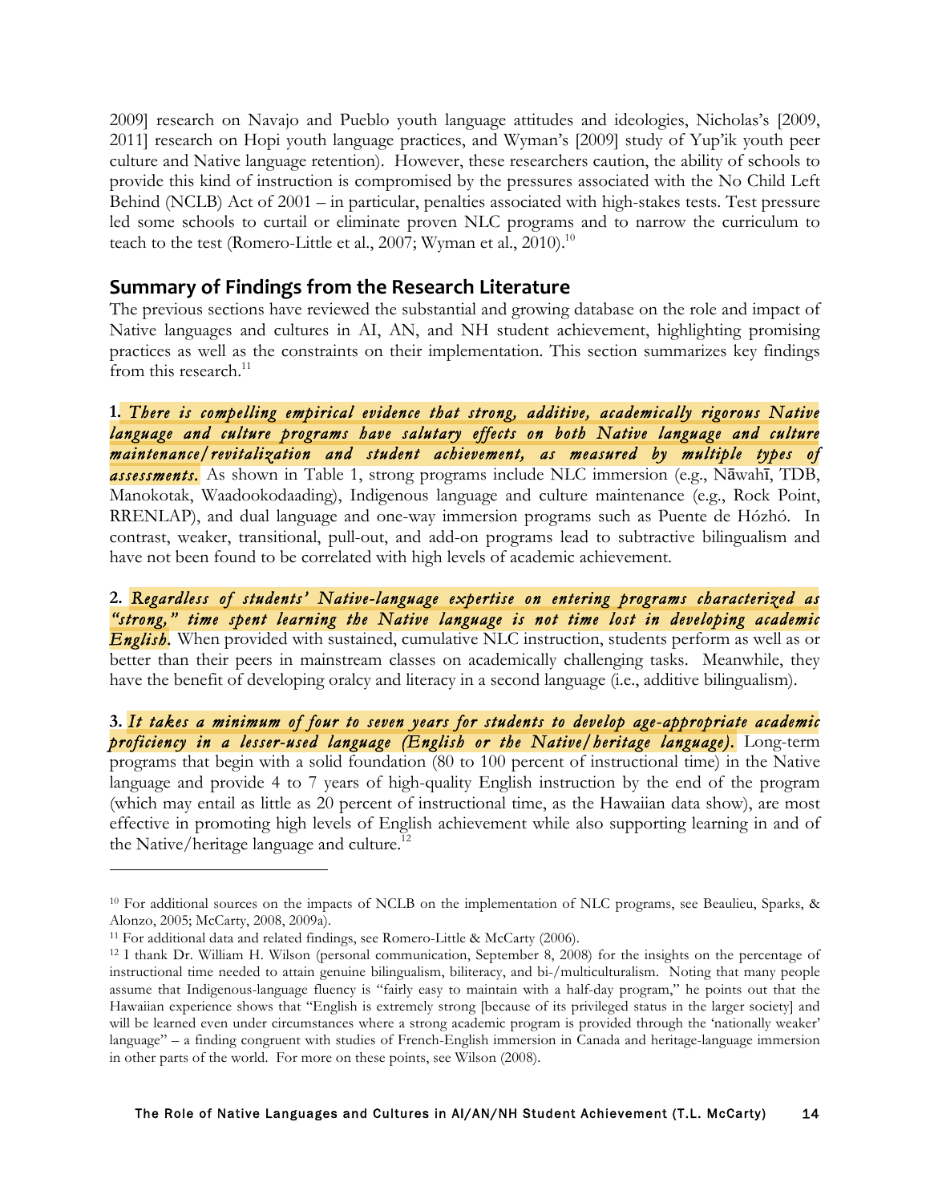2009] research on Navajo and Pueblo youth language attitudes and ideologies, Nicholas's [2009, 2011] research on Hopi youth language practices, and Wyman's [2009] study of Yup'ik youth peer culture and Native language retention). However, these researchers caution, the ability of schools to provide this kind of instruction is compromised by the pressures associated with the No Child Left Behind (NCLB) Act of 2001 – in particular, penalties associated with high-stakes tests. Test pressure led some schools to curtail or eliminate proven NLC programs and to narrow the curriculum to teach to the test (Romero-Little et al., 2007; Wyman et al., 2010).[10]

## Summary of Findings from the Research Literature

The previous sections have reviewed the substantial and growing database on the role and impact of Native languages and cultures in AI, AN, and NH student achievement, highlighting promising practices as well as the constraints on their implementation. This section summarizes key findings from this research.[11]

**1.** ***There is compelling empirical evidence that strong, additive, academically rigorous Native language and culture programs have salutary effects on both Native language and culture maintenance/revitalization and student achievement, as measured by multiple types of assessments.*** As shown in Table 1, strong programs include NLC immersion (e.g., Nāwahī, TDB, Manokotak, Waadookodaading), Indigenous language and culture maintenance (e.g., Rock Point, RRENLAP), and dual language and one-way immersion programs such as Puente de Hózhó. In contrast, weaker, transitional, pull-out, and add-on programs lead to subtractive bilingualism and have not been found to be correlated with high levels of academic achievement.

**2.** ***Regardless of students' Native-language expertise on entering programs characterized as "strong," time spent learning the Native language is not time lost in developing academic English.*** When provided with sustained, cumulative NLC instruction, students perform as well as or better than their peers in mainstream classes on academically challenging tasks. Meanwhile, they have the benefit of developing oralcy and literacy in a second language (i.e., additive bilingualism).

**3.** ***It takes a minimum of four to seven years for students to develop age-appropriate academic proficiency in a lesser-used language (English or the Native/heritage language).*** Long-term programs that begin with a solid foundation (80 to 100 percent of instructional time) in the Native language and provide 4 to 7 years of high-quality English instruction by the end of the program (which may entail as little as 20 percent of instructional time, as the Hawaiian data show), are most effective in promoting high levels of English achievement while also supporting learning in and of the Native/heritage language and culture.[12]

---

[10] For additional sources on the impacts of NCLB on the implementation of NLC programs, see Beaulieu, Sparks, & Alonzo, 2005; McCarty, 2008, 2009a).

[11] For additional data and related findings, see Romero-Little & McCarty (2006).

[12] I thank Dr. William H. Wilson (personal communication, September 8, 2008) for the insights on the percentage of instructional time needed to attain genuine bilingualism, biliteracy, and bi-/multiculturalism. Noting that many people assume that Indigenous-language fluency is "fairly easy to maintain with a half-day program," he points out that the Hawaiian experience shows that "English is extremely strong [because of its privileged status in the larger society] and will be learned even under circumstances where a strong academic program is provided through the 'nationally weaker' language" – a finding congruent with studies of French-English immersion in Canada and heritage-language immersion in other parts of the world. For more on these points, see Wilson (2008).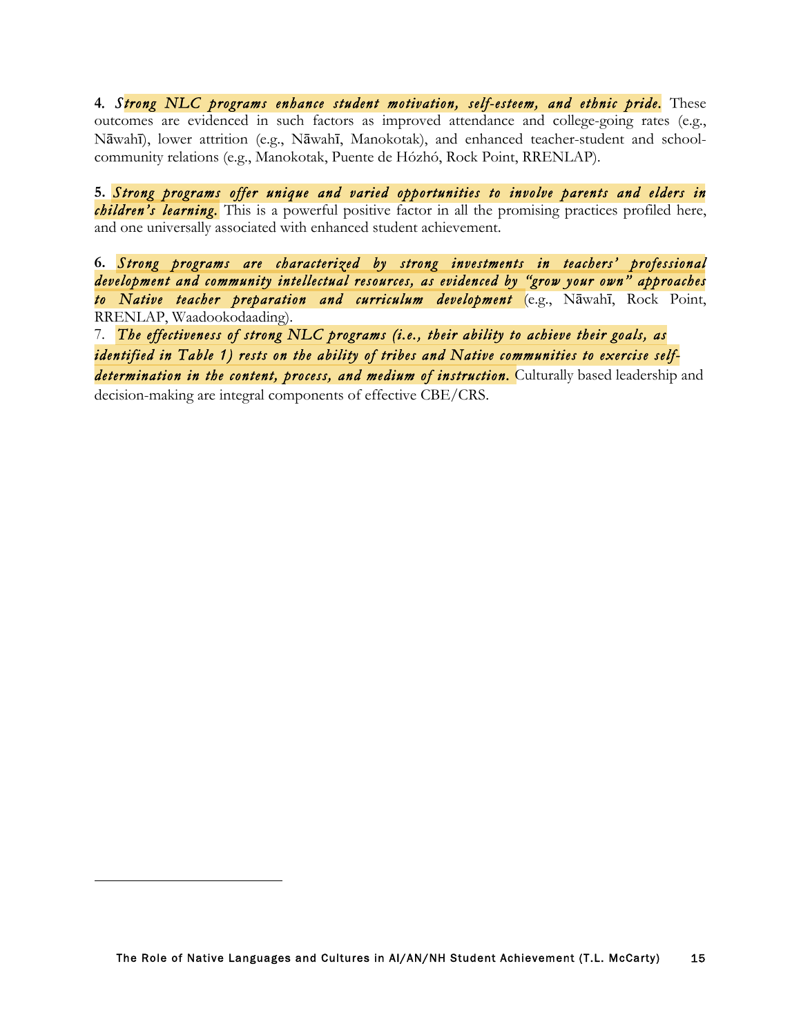**4.** ***Strong NLC programs enhance student motivation, self-esteem, and ethnic pride.*** These outcomes are evidenced in such factors as improved attendance and college-going rates (e.g., Nāwahī), lower attrition (e.g., Nāwahī, Manokotak), and enhanced teacher-student and school-community relations (e.g., Manokotak, Puente de Hózhó, Rock Point, RRENLAP).

**5.** ***Strong programs offer unique and varied opportunities to involve parents and elders in children's learning.*** This is a powerful positive factor in all the promising practices profiled here, and one universally associated with enhanced student achievement.

**6.** ***Strong programs are characterized by strong investments in teachers' professional development and community intellectual resources, as evidenced by "grow your own" approaches to Native teacher preparation and curriculum development*** (e.g., Nāwahī, Rock Point, RRENLAP, Waadookodaading).

7. ***The effectiveness of strong NLC programs (i.e., their ability to achieve their goals, as identified in Table 1) rests on the ability of tribes and Native communities to exercise self-determination in the content, process, and medium of instruction.*** Culturally based leadership and decision-making are integral components of effective CBE/CRS.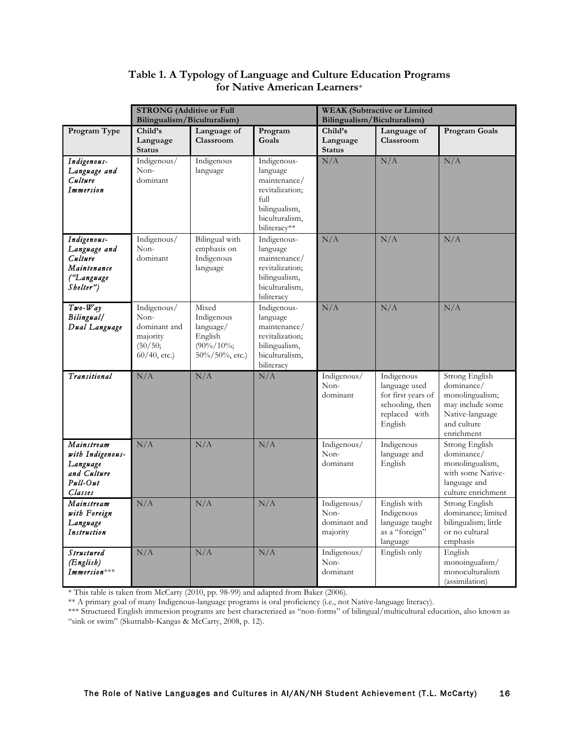**Table 1. A Typology of Language and Culture Education Programs for Native American Learners***

| | STRONG (Additive or Full Bilingualism/Biculturalism) | | | WEAK (Subtractive or Limited Bilingualism/Biculturalism) | | |
|---|---|---|---|---|---|---|
| **Program Type** | **Child's Language Status** | **Language of Classroom** | **Program Goals** | **Child's Language Status** | **Language of Classroom** | **Program Goals** |
| *Indigenous-Language and Culture Immersion* | Indigenous/ Non-dominant | Indigenous language | Indigenous-language maintenance/ revitalization; full bilingualism, biculturalism, biliteracy** | N/A | N/A | N/A |
| *Indigenous-Language and Culture Maintenance ("Language Shelter")* | Indigenous/ Non-dominant | Bilingual with emphasis on Indigenous language | Indigenous-language maintenance/ revitalization; bilingualism, biculturalism, biliteracy | N/A | N/A | N/A |
| *Two-Way Bilingual/ Dual Language* | Indigenous/ Non-dominant and majority (50/50; 60/40, etc.) | Mixed Indigenous language/ English (90%/10%; 50%/50%, etc.) | Indigenous-language maintenance/ revitalization; bilingualism, biculturalism, biliteracy | N/A | N/A | N/A |
| *Transitional* | N/A | N/A | N/A | Indigenous/ Non-dominant | Indigenous language used for first years of schooling, then replaced with English | Strong English dominance/ monolingualism; may include some Native-language and culture enrichment |
| *Mainstream with Indigenous-Language and Culture Pull-Out Classes* | N/A | N/A | N/A | Indigenous/ Non-dominant | Indigenous language and English | Strong English dominance/ monolingualism, with some Native-language and culture enrichment |
| *Mainstream with Foreign Language Instruction* | N/A | N/A | N/A | Indigenous/ Non-dominant and majority | English with Indigenous language taught as a "foreign" language | Strong English dominance; limited bilingualism; little or no cultural emphasis |
| *Structured (English) Immersion**** | N/A | N/A | N/A | Indigenous/ Non-dominant | English only | English monoingualism/ monoculturalism (assimilation) |

* This table is taken from McCarty (2010, pp. 98-99) and adapted from Baker (2006).

** A primary goal of many Indigenous-language programs is oral proficiency (i.e., not Native-language literacy).

*** Structured English immersion programs are best characterized as "non-forms" of bilingual/multicultural education, also known as "sink or swim" (Skutnabb-Kangas & McCarty, 2008, p. 12).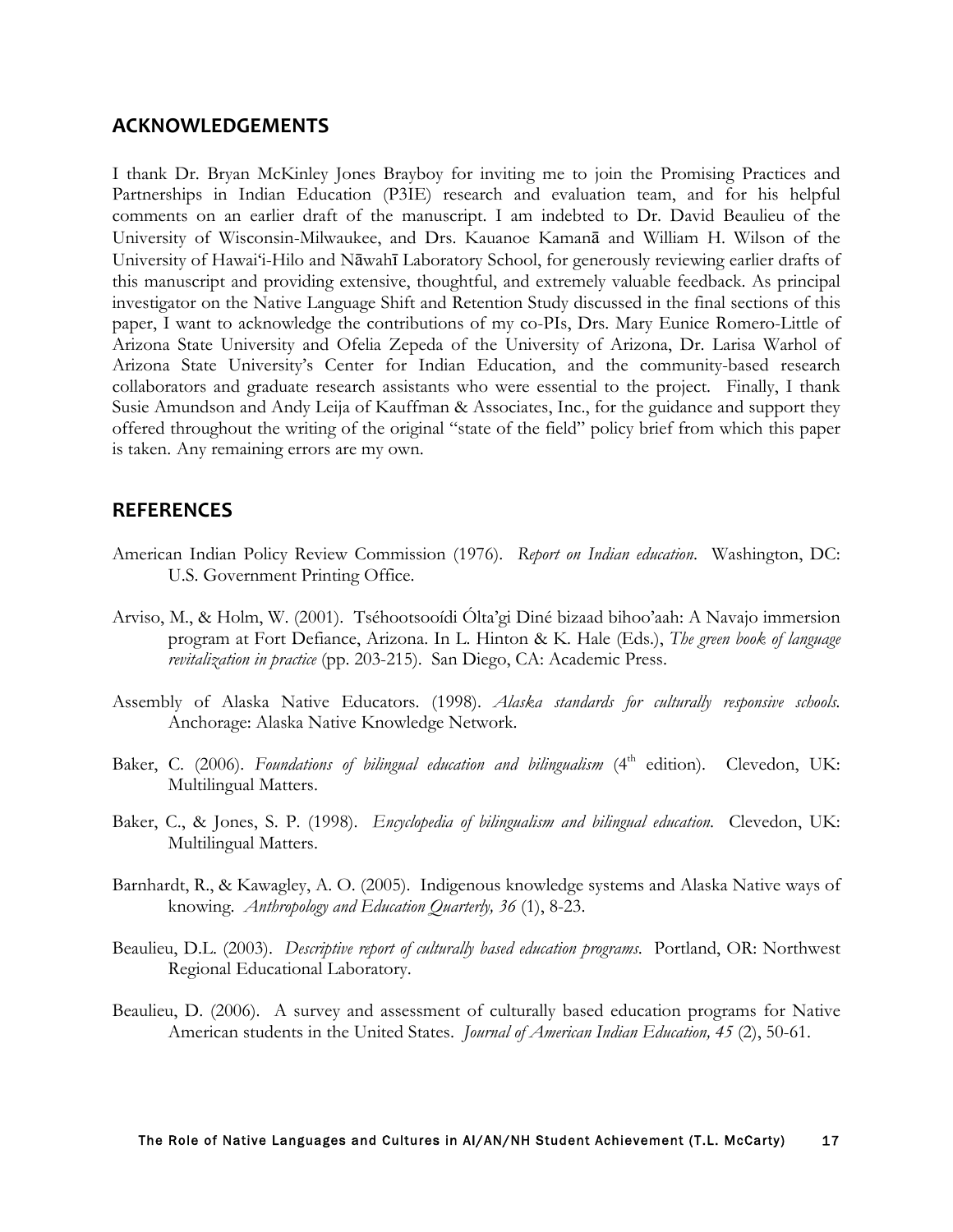## ACKNOWLEDGEMENTS

I thank Dr. Bryan McKinley Jones Brayboy for inviting me to join the Promising Practices and Partnerships in Indian Education (P3IE) research and evaluation team, and for his helpful comments on an earlier draft of the manuscript. I am indebted to Dr. David Beaulieu of the University of Wisconsin-Milwaukee, and Drs. Kauanoe Kamanā and William H. Wilson of the University of Hawaiʻi-Hilo and Nāwahī Laboratory School, for generously reviewing earlier drafts of this manuscript and providing extensive, thoughtful, and extremely valuable feedback. As principal investigator on the Native Language Shift and Retention Study discussed in the final sections of this paper, I want to acknowledge the contributions of my co-PIs, Drs. Mary Eunice Romero-Little of Arizona State University and Ofelia Zepeda of the University of Arizona, Dr. Larisa Warhol of Arizona State University's Center for Indian Education, and the community-based research collaborators and graduate research assistants who were essential to the project. Finally, I thank Susie Amundson and Andy Leija of Kauffman & Associates, Inc., for the guidance and support they offered throughout the writing of the original "state of the field" policy brief from which this paper is taken. Any remaining errors are my own.

## REFERENCES

American Indian Policy Review Commission (1976). *Report on Indian education*. Washington, DC: U.S. Government Printing Office.

Arviso, M., & Holm, W. (2001). Tséhootsooídi Ólta'gi Diné bizaad bihoo'aah: A Navajo immersion program at Fort Defiance, Arizona. In L. Hinton & K. Hale (Eds.), *The green book of language revitalization in practice* (pp. 203-215). San Diego, CA: Academic Press.

Assembly of Alaska Native Educators. (1998). *Alaska standards for culturally responsive schools.* Anchorage: Alaska Native Knowledge Network.

Baker, C. (2006). *Foundations of bilingual education and bilingualism* (4th edition). Clevedon, UK: Multilingual Matters.

Baker, C., & Jones, S. P. (1998). *Encyclopedia of bilingualism and bilingual education*. Clevedon, UK: Multilingual Matters.

Barnhardt, R., & Kawagley, A. O. (2005). Indigenous knowledge systems and Alaska Native ways of knowing. *Anthropology and Education Quarterly, 36* (1), 8-23.

Beaulieu, D.L. (2003). *Descriptive report of culturally based education programs*. Portland, OR: Northwest Regional Educational Laboratory.

Beaulieu, D. (2006). A survey and assessment of culturally based education programs for Native American students in the United States. *Journal of American Indian Education, 45* (2), 50-61.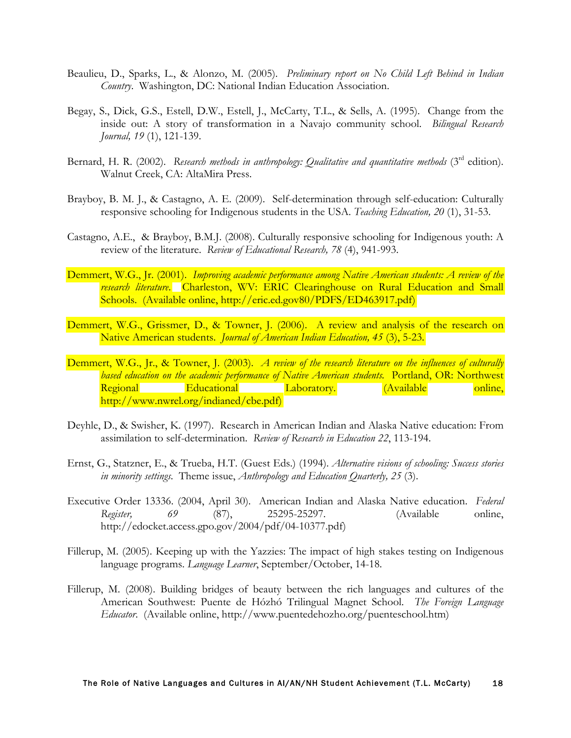Beaulieu, D., Sparks, L., & Alonzo, M. (2005). *Preliminary report on No Child Left Behind in Indian Country*. Washington, DC: National Indian Education Association.

Begay, S., Dick, G.S., Estell, D.W., Estell, J., McCarty, T.L., & Sells, A. (1995). Change from the inside out: A story of transformation in a Navajo community school. *Bilingual Research Journal, 19* (1), 121-139.

Bernard, H. R. (2002). *Research methods in anthropology: Qualitative and quantitative methods* (3rd edition). Walnut Creek, CA: AltaMira Press.

Brayboy, B. M. J., & Castagno, A. E. (2009). Self-determination through self-education: Culturally responsive schooling for Indigenous students in the USA. *Teaching Education, 20* (1), 31-53.

Castagno, A.E., & Brayboy, B.M.J. (2008). Culturally responsive schooling for Indigenous youth: A review of the literature. *Review of Educational Research, 78* (4), 941-993.

Demmert, W.G., Jr. (2001). *Improving academic performance among Native American students: A review of the research literature.* Charleston, WV: ERIC Clearinghouse on Rural Education and Small Schools. (Available online, http://eric.ed.gov80/PDFS/ED463917.pdf)

Demmert, W.G., Grissmer, D., & Towner, J. (2006). A review and analysis of the research on Native American students. *Journal of American Indian Education, 45* (3), 5-23.

Demmert, W.G., Jr., & Towner, J. (2003). *A review of the research literature on the influences of culturally based education on the academic performance of Native American students.* Portland, OR: Northwest Regional Educational Laboratory. (Available online, http://www.nwrel.org/indianed/cbe.pdf)

Deyhle, D., & Swisher, K. (1997). Research in American Indian and Alaska Native education: From assimilation to self-determination. *Review of Research in Education 22*, 113-194.

Ernst, G., Statzner, E., & Trueba, H.T. (Guest Eds.) (1994). *Alternative visions of schooling: Success stories in minority settings.* Theme issue, *Anthropology and Education Quarterly, 25* (3).

Executive Order 13336. (2004, April 30). American Indian and Alaska Native education. *Federal Register, 69* (87), 25295-25297. (Available online, http://edocket.access.gpo.gov/2004/pdf/04-10377.pdf)

Fillerup, M. (2005). Keeping up with the Yazzies: The impact of high stakes testing on Indigenous language programs. *Language Learner*, September/October, 14-18.

Fillerup, M. (2008). Building bridges of beauty between the rich languages and cultures of the American Southwest: Puente de Hózhó Trilingual Magnet School. *The Foreign Language Educator*. (Available online, http://www.puentedehozho.org/puenteschool.htm)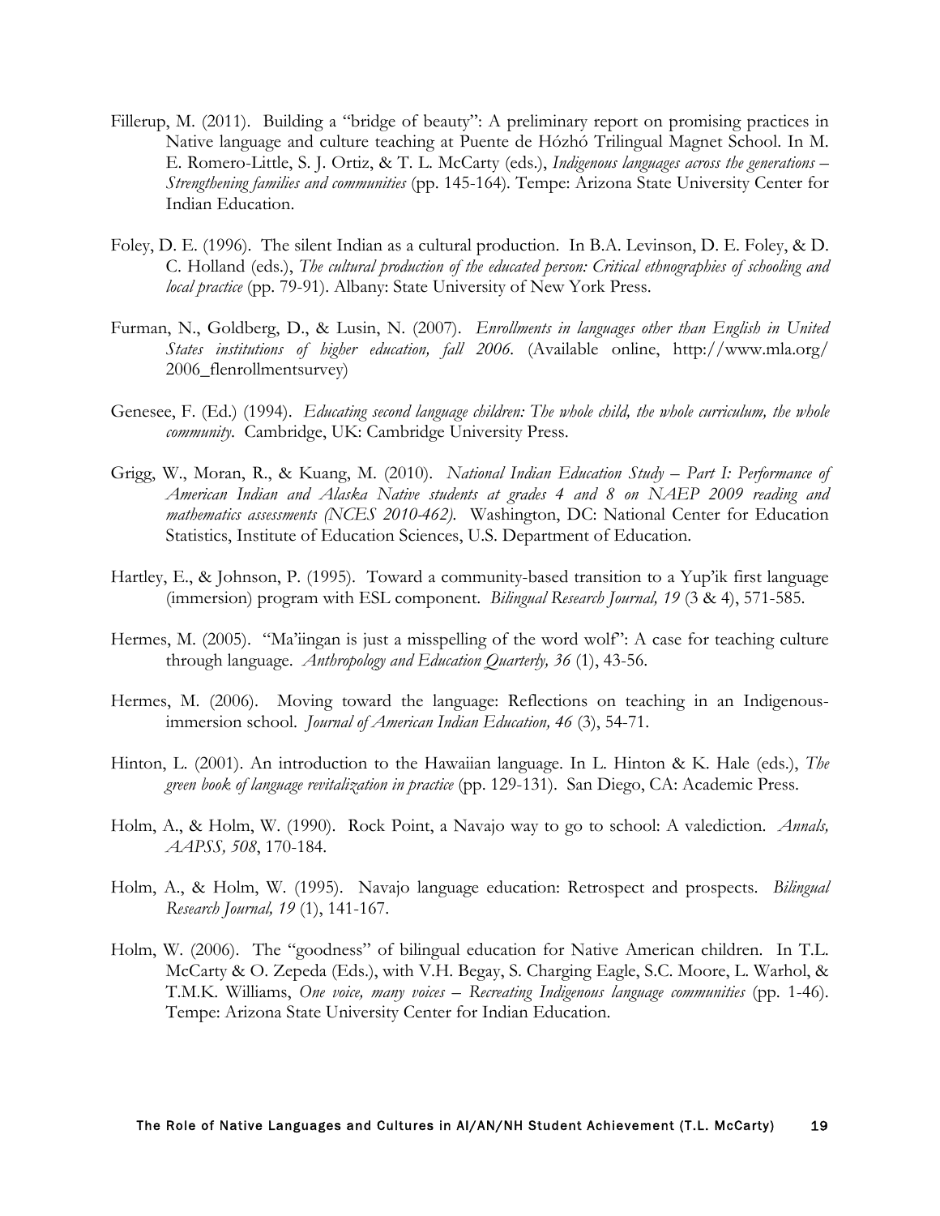Fillerup, M. (2011). Building a "bridge of beauty": A preliminary report on promising practices in Native language and culture teaching at Puente de Hózhó Trilingual Magnet School. In M. E. Romero-Little, S. J. Ortiz, & T. L. McCarty (eds.), *Indigenous languages across the generations – Strengthening families and communities* (pp. 145-164). Tempe: Arizona State University Center for Indian Education.

Foley, D. E. (1996). The silent Indian as a cultural production. In B.A. Levinson, D. E. Foley, & D. C. Holland (eds.), *The cultural production of the educated person: Critical ethnographies of schooling and local practice* (pp. 79-91). Albany: State University of New York Press.

Furman, N., Goldberg, D., & Lusin, N. (2007). *Enrollments in languages other than English in United States institutions of higher education, fall 2006.* (Available online, http://www.mla.org/2006_flenrollmentsurvey)

Genesee, F. (Ed.) (1994). *Educating second language children: The whole child, the whole curriculum, the whole community.* Cambridge, UK: Cambridge University Press.

Grigg, W., Moran, R., & Kuang, M. (2010). *National Indian Education Study – Part I: Performance of American Indian and Alaska Native students at grades 4 and 8 on NAEP 2009 reading and mathematics assessments (NCES 2010-462).* Washington, DC: National Center for Education Statistics, Institute of Education Sciences, U.S. Department of Education.

Hartley, E., & Johnson, P. (1995). Toward a community-based transition to a Yup'ik first language (immersion) program with ESL component. *Bilingual Research Journal, 19* (3 & 4), 571-585.

Hermes, M. (2005). "Ma'iingan is just a misspelling of the word wolf": A case for teaching culture through language. *Anthropology and Education Quarterly, 36* (1), 43-56.

Hermes, M. (2006). Moving toward the language: Reflections on teaching in an Indigenous-immersion school. *Journal of American Indian Education, 46* (3), 54-71.

Hinton, L. (2001). An introduction to the Hawaiian language. In L. Hinton & K. Hale (eds.), *The green book of language revitalization in practice* (pp. 129-131). San Diego, CA: Academic Press.

Holm, A., & Holm, W. (1990). Rock Point, a Navajo way to go to school: A valediction. *Annals, AAPSS, 508*, 170-184.

Holm, A., & Holm, W. (1995). Navajo language education: Retrospect and prospects. *Bilingual Research Journal, 19* (1), 141-167.

Holm, W. (2006). The "goodness" of bilingual education for Native American children. In T.L. McCarty & O. Zepeda (Eds.), with V.H. Begay, S. Charging Eagle, S.C. Moore, L. Warhol, & T.M.K. Williams, *One voice, many voices – Recreating Indigenous language communities* (pp. 1-46). Tempe: Arizona State University Center for Indian Education.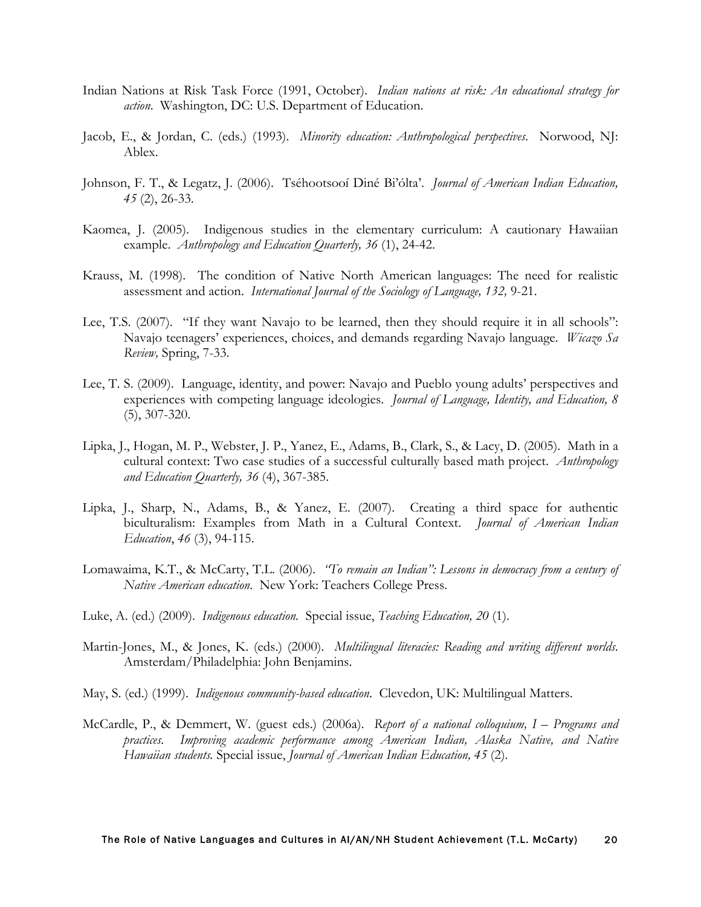Indian Nations at Risk Task Force (1991, October). *Indian nations at risk: An educational strategy for action*. Washington, DC: U.S. Department of Education.

Jacob, E., & Jordan, C. (eds.) (1993). *Minority education: Anthropological perspectives*. Norwood, NJ: Ablex.

Johnson, F. T., & Legatz, J. (2006). Tséhootsooí Diné Bi'ólta'. *Journal of American Indian Education, 45* (2), 26-33.

Kaomea, J. (2005). Indigenous studies in the elementary curriculum: A cautionary Hawaiian example. *Anthropology and Education Quarterly, 36* (1), 24-42.

Krauss, M. (1998). The condition of Native North American languages: The need for realistic assessment and action. *International Journal of the Sociology of Language, 132,* 9-21.

Lee, T.S. (2007). "If they want Navajo to be learned, then they should require it in all schools": Navajo teenagers' experiences, choices, and demands regarding Navajo language. *Wicazo Sa Review,* Spring, 7-33.

Lee, T. S. (2009). Language, identity, and power: Navajo and Pueblo young adults' perspectives and experiences with competing language ideologies. *Journal of Language, Identity, and Education, 8* (5), 307-320.

Lipka, J., Hogan, M. P., Webster, J. P., Yanez, E., Adams, B., Clark, S., & Lacy, D. (2005). Math in a cultural context: Two case studies of a successful culturally based math project. *Anthropology and Education Quarterly, 36* (4), 367-385.

Lipka, J., Sharp, N., Adams, B., & Yanez, E. (2007). Creating a third space for authentic biculturalism: Examples from Math in a Cultural Context. *Journal of American Indian Education*, *46* (3), 94-115.

Lomawaima, K.T., & McCarty, T.L. (2006). *"To remain an Indian": Lessons in democracy from a century of Native American education*. New York: Teachers College Press.

Luke, A. (ed.) (2009). *Indigenous education.* Special issue, *Teaching Education, 20* (1).

Martin-Jones, M., & Jones, K. (eds.) (2000). *Multilingual literacies: Reading and writing different worlds*. Amsterdam/Philadelphia: John Benjamins.

May, S. (ed.) (1999). *Indigenous community-based education*. Clevedon, UK: Multilingual Matters.

McCardle, P., & Demmert, W. (guest eds.) (2006a). *Report of a national colloquium, I – Programs and practices. Improving academic performance among American Indian, Alaska Native, and Native Hawaiian students*. Special issue, *Journal of American Indian Education, 45* (2).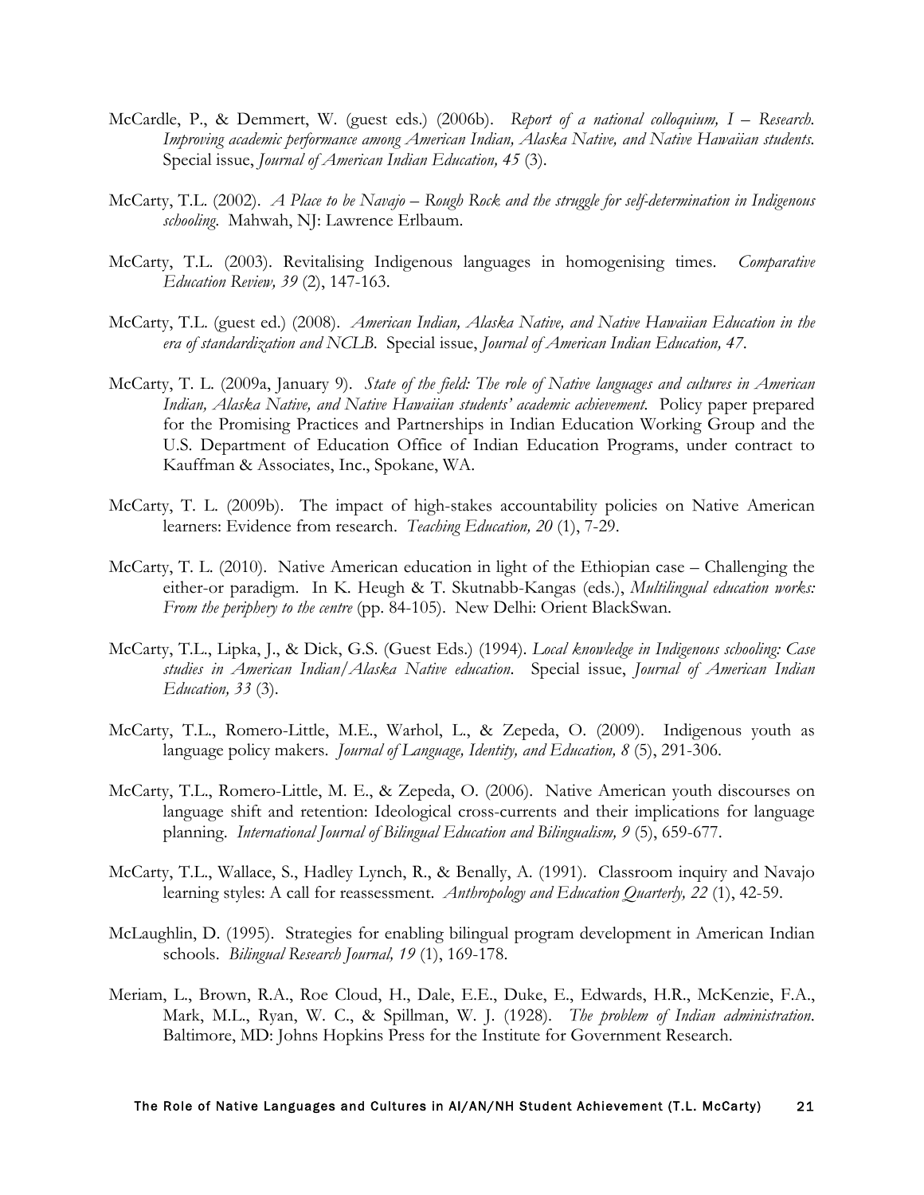McCardle, P., & Demmert, W. (guest eds.) (2006b). *Report of a national colloquium, I – Research. Improving academic performance among American Indian, Alaska Native, and Native Hawaiian students.* Special issue, *Journal of American Indian Education, 45* (3).

McCarty, T.L. (2002). *A Place to be Navajo – Rough Rock and the struggle for self-determination in Indigenous schooling.* Mahwah, NJ: Lawrence Erlbaum.

McCarty, T.L. (2003). Revitalising Indigenous languages in homogenising times. *Comparative Education Review, 39* (2), 147-163.

McCarty, T.L. (guest ed.) (2008). *American Indian, Alaska Native, and Native Hawaiian Education in the era of standardization and NCLB.* Special issue, *Journal of American Indian Education, 47*.

McCarty, T. L. (2009a, January 9). *State of the field: The role of Native languages and cultures in American Indian, Alaska Native, and Native Hawaiian students' academic achievement.* Policy paper prepared for the Promising Practices and Partnerships in Indian Education Working Group and the U.S. Department of Education Office of Indian Education Programs, under contract to Kauffman & Associates, Inc., Spokane, WA.

McCarty, T. L. (2009b). The impact of high-stakes accountability policies on Native American learners: Evidence from research. *Teaching Education, 20* (1), 7-29.

McCarty, T. L. (2010). Native American education in light of the Ethiopian case – Challenging the either-or paradigm. In K. Heugh & T. Skutnabb-Kangas (eds.), *Multilingual education works: From the periphery to the centre* (pp. 84-105). New Delhi: Orient BlackSwan.

McCarty, T.L., Lipka, J., & Dick, G.S. (Guest Eds.) (1994). *Local knowledge in Indigenous schooling: Case studies in American Indian/Alaska Native education.* Special issue, *Journal of American Indian Education, 33* (3).

McCarty, T.L., Romero-Little, M.E., Warhol, L., & Zepeda, O. (2009). Indigenous youth as language policy makers. *Journal of Language, Identity, and Education, 8* (5), 291-306.

McCarty, T.L., Romero-Little, M. E., & Zepeda, O. (2006). Native American youth discourses on language shift and retention: Ideological cross-currents and their implications for language planning. *International Journal of Bilingual Education and Bilingualism, 9* (5), 659-677.

McCarty, T.L., Wallace, S., Hadley Lynch, R., & Benally, A. (1991). Classroom inquiry and Navajo learning styles: A call for reassessment. *Anthropology and Education Quarterly, 22* (1), 42-59.

McLaughlin, D. (1995). Strategies for enabling bilingual program development in American Indian schools. *Bilingual Research Journal, 19* (1), 169-178.

Meriam, L., Brown, R.A., Roe Cloud, H., Dale, E.E., Duke, E., Edwards, H.R., McKenzie, F.A., Mark, M.L., Ryan, W. C., & Spillman, W. J. (1928). *The problem of Indian administration.* Baltimore, MD: Johns Hopkins Press for the Institute for Government Research.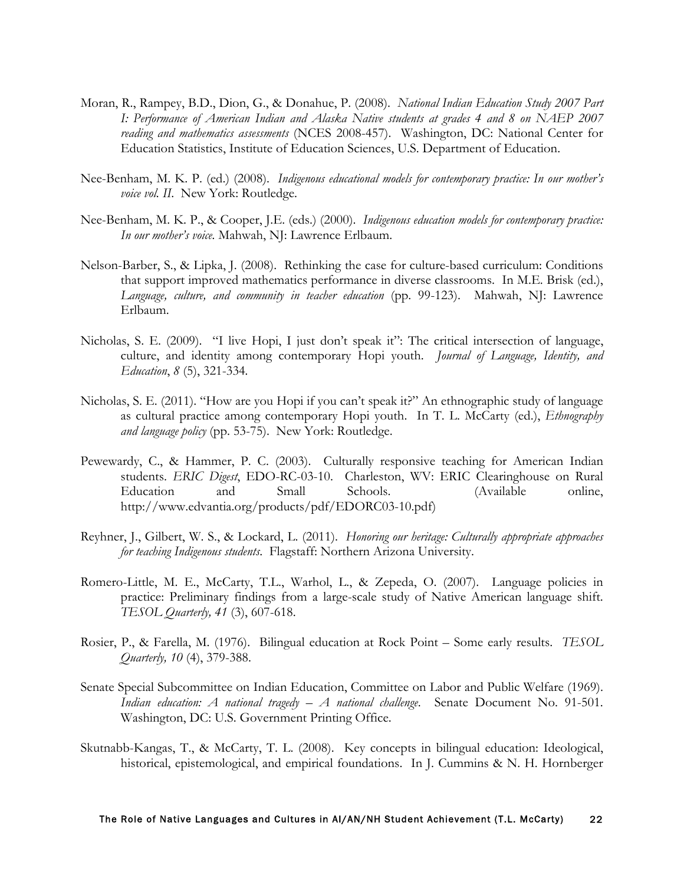Moran, R., Rampey, B.D., Dion, G., & Donahue, P. (2008). *National Indian Education Study 2007 Part I: Performance of American Indian and Alaska Native students at grades 4 and 8 on NAEP 2007 reading and mathematics assessments* (NCES 2008-457). Washington, DC: National Center for Education Statistics, Institute of Education Sciences, U.S. Department of Education.

Nee-Benham, M. K. P. (ed.) (2008). *Indigenous educational models for contemporary practice: In our mother's voice vol. II*. New York: Routledge.

Nee-Benham, M. K. P., & Cooper, J.E. (eds.) (2000). *Indigenous education models for contemporary practice: In our mother's voice.* Mahwah, NJ: Lawrence Erlbaum.

Nelson-Barber, S., & Lipka, J. (2008). Rethinking the case for culture-based curriculum: Conditions that support improved mathematics performance in diverse classrooms. In M.E. Brisk (ed.), *Language, culture, and community in teacher education* (pp. 99-123). Mahwah, NJ: Lawrence Erlbaum.

Nicholas, S. E. (2009). "I live Hopi, I just don't speak it": The critical intersection of language, culture, and identity among contemporary Hopi youth. *Journal of Language, Identity, and Education*, *8* (5), 321-334.

Nicholas, S. E. (2011). "How are you Hopi if you can't speak it?" An ethnographic study of language as cultural practice among contemporary Hopi youth. In T. L. McCarty (ed.), *Ethnography and language policy* (pp. 53-75). New York: Routledge.

Pewewardy, C., & Hammer, P. C. (2003). Culturally responsive teaching for American Indian students. *ERIC Digest*, EDO-RC-03-10. Charleston, WV: ERIC Clearinghouse on Rural Education and Small Schools. (Available online, http://www.edvantia.org/products/pdf/EDORC03-10.pdf)

Reyhner, J., Gilbert, W. S., & Lockard, L. (2011). *Honoring our heritage: Culturally appropriate approaches for teaching Indigenous students*. Flagstaff: Northern Arizona University.

Romero-Little, M. E., McCarty, T.L., Warhol, L., & Zepeda, O. (2007). Language policies in practice: Preliminary findings from a large-scale study of Native American language shift. *TESOL Quarterly, 41* (3), 607-618.

Rosier, P., & Farella, M. (1976). Bilingual education at Rock Point – Some early results. *TESOL Quarterly, 10* (4), 379-388.

Senate Special Subcommittee on Indian Education, Committee on Labor and Public Welfare (1969). *Indian education: A national tragedy – A national challenge*. Senate Document No. 91-501. Washington, DC: U.S. Government Printing Office.

Skutnabb-Kangas, T., & McCarty, T. L. (2008). Key concepts in bilingual education: Ideological, historical, epistemological, and empirical foundations. In J. Cummins & N. H. Hornberger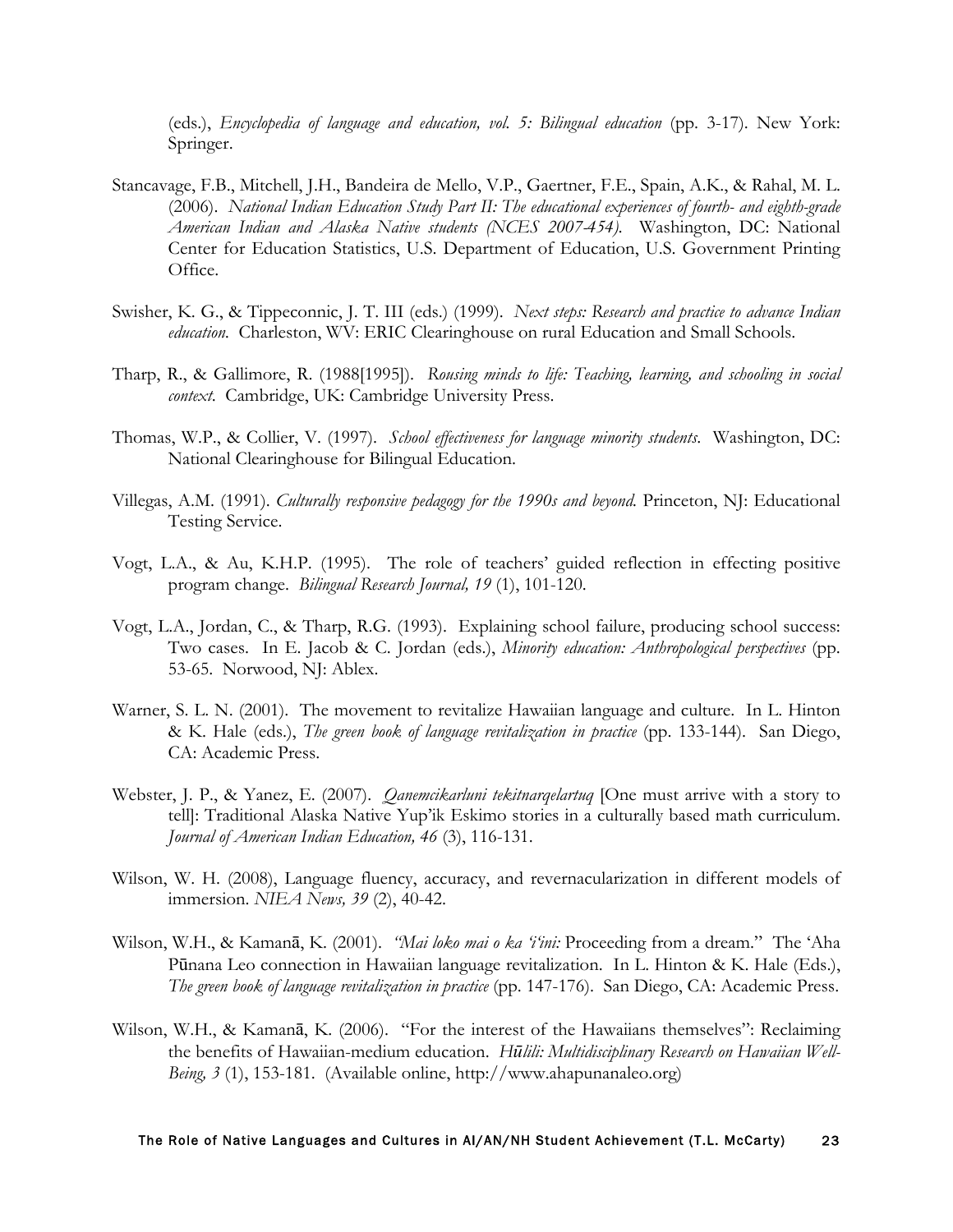(eds.), *Encyclopedia of language and education, vol. 5: Bilingual education* (pp. 3-17). New York: Springer.

Stancavage, F.B., Mitchell, J.H., Bandeira de Mello, V.P., Gaertner, F.E., Spain, A.K., & Rahal, M. L. (2006). *National Indian Education Study Part II: The educational experiences of fourth- and eighth-grade American Indian and Alaska Native students (NCES 2007-454).* Washington, DC: National Center for Education Statistics, U.S. Department of Education, U.S. Government Printing Office.

Swisher, K. G., & Tippeconnic, J. T. III (eds.) (1999). *Next steps: Research and practice to advance Indian education.* Charleston, WV: ERIC Clearinghouse on rural Education and Small Schools.

Tharp, R., & Gallimore, R. (1988[1995]). *Rousing minds to life: Teaching, learning, and schooling in social context.* Cambridge, UK: Cambridge University Press.

Thomas, W.P., & Collier, V. (1997). *School effectiveness for language minority students.* Washington, DC: National Clearinghouse for Bilingual Education.

Villegas, A.M. (1991). *Culturally responsive pedagogy for the 1990s and beyond.* Princeton, NJ: Educational Testing Service.

Vogt, L.A., & Au, K.H.P. (1995). The role of teachers' guided reflection in effecting positive program change. *Bilingual Research Journal, 19* (1), 101-120.

Vogt, L.A., Jordan, C., & Tharp, R.G. (1993). Explaining school failure, producing school success: Two cases. In E. Jacob & C. Jordan (eds.), *Minority education: Anthropological perspectives* (pp. 53-65. Norwood, NJ: Ablex.

Warner, S. L. N. (2001). The movement to revitalize Hawaiian language and culture. In L. Hinton & K. Hale (eds.), *The green book of language revitalization in practice* (pp. 133-144). San Diego, CA: Academic Press.

Webster, J. P., & Yanez, E. (2007). *Qanemcikarluni tekitnarqelartuq* [One must arrive with a story to tell]: Traditional Alaska Native Yup'ik Eskimo stories in a culturally based math curriculum. *Journal of American Indian Education, 46* (3), 116-131.

Wilson, W. H. (2008), Language fluency, accuracy, and revernacularization in different models of immersion. *NIEA News, 39* (2), 40-42.

Wilson, W.H., & Kamanā, K. (2001). *"Mai loko mai o ka 'i'ini:* Proceeding from a dream." The 'Aha Pūnana Leo connection in Hawaiian language revitalization. In L. Hinton & K. Hale (Eds.), *The green book of language revitalization in practice* (pp. 147-176). San Diego, CA: Academic Press.

Wilson, W.H., & Kamanā, K. (2006). "For the interest of the Hawaiians themselves": Reclaiming the benefits of Hawaiian-medium education. *Hūlili: Multidisciplinary Research on Hawaiian Well-Being, 3* (1), 153-181. (Available online, http://www.ahapunanaleo.org)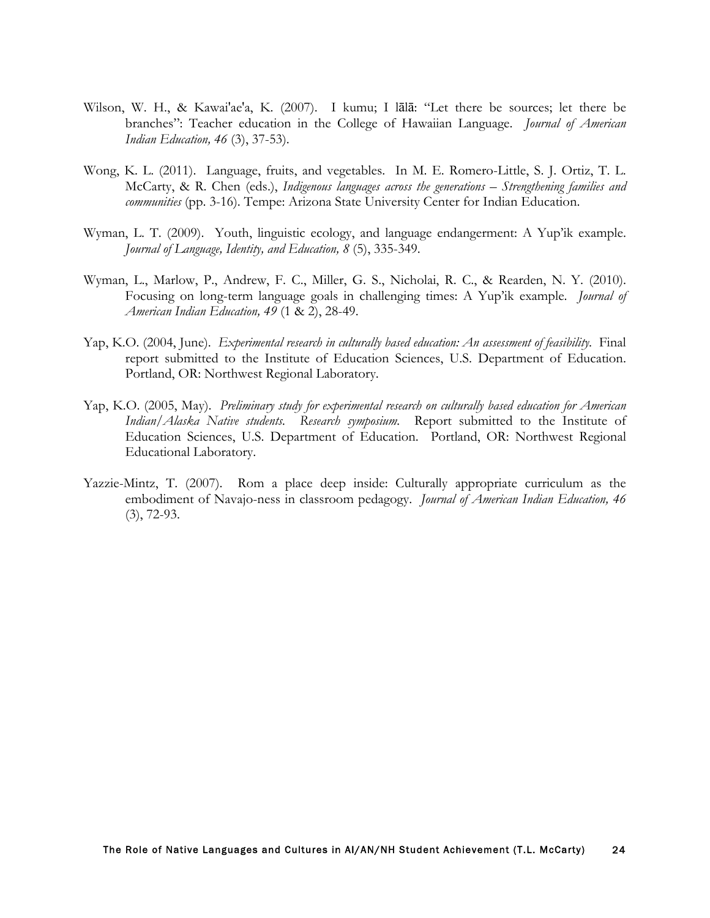Wilson, W. H., & Kawai'ae'a, K. (2007). I kumu; I lālā: "Let there be sources; let there be branches": Teacher education in the College of Hawaiian Language. *Journal of American Indian Education, 46* (3), 37-53).

Wong, K. L. (2011). Language, fruits, and vegetables. In M. E. Romero-Little, S. J. Ortiz, T. L. McCarty, & R. Chen (eds.), *Indigenous languages across the generations – Strengthening families and communities* (pp. 3-16). Tempe: Arizona State University Center for Indian Education.

Wyman, L. T. (2009). Youth, linguistic ecology, and language endangerment: A Yup'ik example. *Journal of Language, Identity, and Education, 8* (5), 335-349.

Wyman, L., Marlow, P., Andrew, F. C., Miller, G. S., Nicholai, R. C., & Rearden, N. Y. (2010). Focusing on long-term language goals in challenging times: A Yup'ik example. *Journal of American Indian Education, 49* (1 & 2), 28-49.

Yap, K.O. (2004, June). *Experimental research in culturally based education: An assessment of feasibility.* Final report submitted to the Institute of Education Sciences, U.S. Department of Education. Portland, OR: Northwest Regional Laboratory.

Yap, K.O. (2005, May). *Preliminary study for experimental research on culturally based education for American Indian/Alaska Native students. Research symposium.* Report submitted to the Institute of Education Sciences, U.S. Department of Education. Portland, OR: Northwest Regional Educational Laboratory.

Yazzie-Mintz, T. (2007). Rom a place deep inside: Culturally appropriate curriculum as the embodiment of Navajo-ness in classroom pedagogy. *Journal of American Indian Education, 46* (3), 72-93.